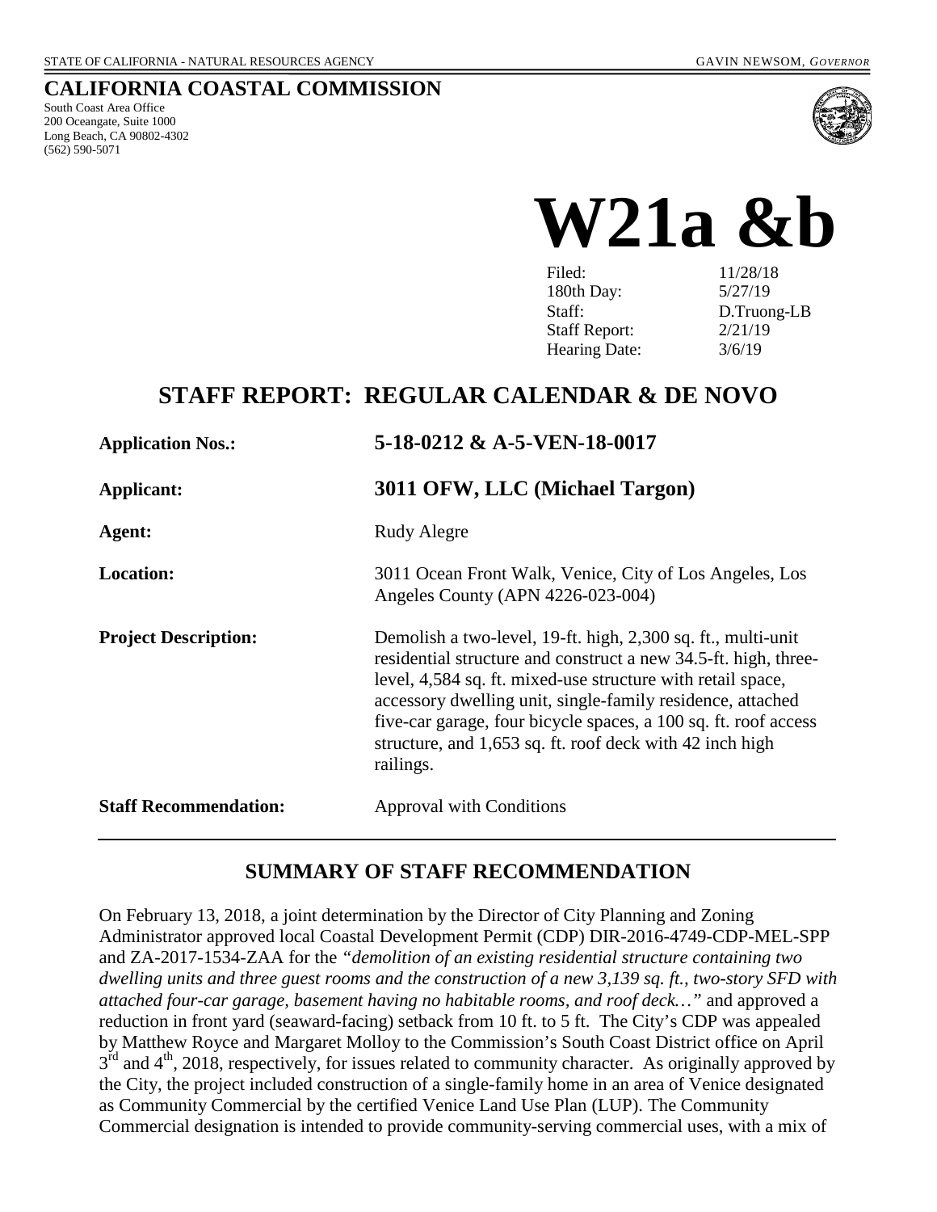STATE OF CALIFORNIA - NATURAL RESOURCES AGENCY GAVIN NEWSOM, *GOVERNOR*

**CALIFORNIA COASTAL COMMISSION**
South Coast Area Office
200 Oceangate, Suite 1000
Long Beach, CA 90802-4302
(562) 590-5071

# W21a &b

| | |
|---|---|
| Filed: | 11/28/18 |
| 180th Day: | 5/27/19 |
| Staff: | D.Truong-LB |
| Staff Report: | 2/21/19 |
| Hearing Date: | 3/6/19 |

## STAFF REPORT: REGULAR CALENDAR & DE NOVO

| | |
|---|---|
| **Application Nos.:** | **5-18-0212 & A-5-VEN-18-0017** |
| **Applicant:** | **3011 OFW, LLC (Michael Targon)** |
| **Agent:** | Rudy Alegre |
| **Location:** | 3011 Ocean Front Walk, Venice, City of Los Angeles, Los Angeles County (APN 4226-023-004) |
| **Project Description:** | Demolish a two-level, 19-ft. high, 2,300 sq. ft., multi-unit residential structure and construct a new 34.5-ft. high, three-level, 4,584 sq. ft. mixed-use structure with retail space, accessory dwelling unit, single-family residence, attached five-car garage, four bicycle spaces, a 100 sq. ft. roof access structure, and 1,653 sq. ft. roof deck with 42 inch high railings. |
| **Staff Recommendation:** | Approval with Conditions |

## SUMMARY OF STAFF RECOMMENDATION

On February 13, 2018, a joint determination by the Director of City Planning and Zoning Administrator approved local Coastal Development Permit (CDP) DIR-2016-4749-CDP-MEL-SPP and ZA-2017-1534-ZAA for the *"demolition of an existing residential structure containing two dwelling units and three guest rooms and the construction of a new 3,139 sq. ft., two-story SFD with attached four-car garage, basement having no habitable rooms, and roof deck…"* and approved a reduction in front yard (seaward-facing) setback from 10 ft. to 5 ft. The City's CDP was appealed by Matthew Royce and Margaret Molloy to the Commission's South Coast District office on April 3rd and 4th, 2018, respectively, for issues related to community character. As originally approved by the City, the project included construction of a single-family home in an area of Venice designated as Community Commercial by the certified Venice Land Use Plan (LUP). The Community Commercial designation is intended to provide community-serving commercial uses, with a mix of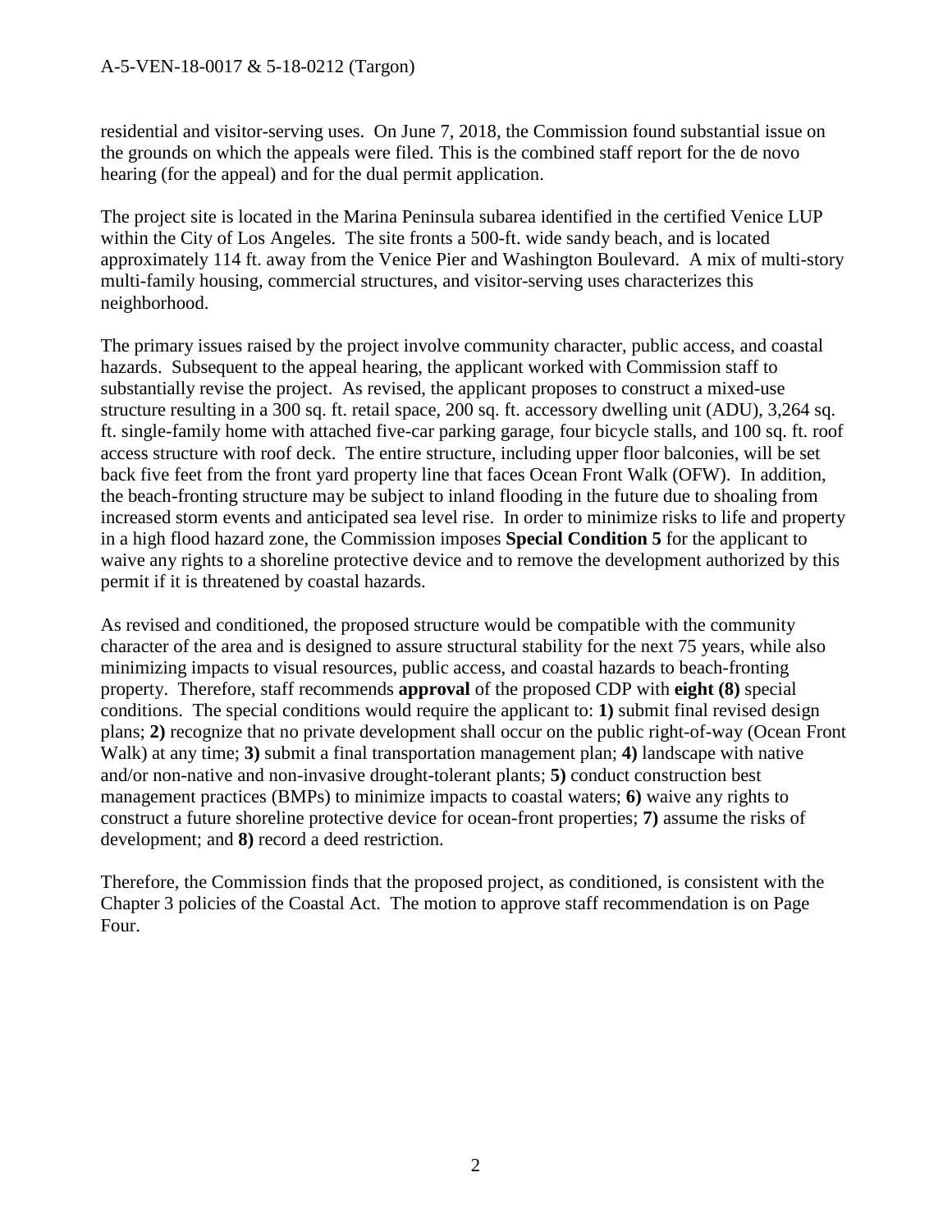residential and visitor-serving uses. On June 7, 2018, the Commission found substantial issue on the grounds on which the appeals were filed. This is the combined staff report for the de novo hearing (for the appeal) and for the dual permit application.

The project site is located in the Marina Peninsula subarea identified in the certified Venice LUP within the City of Los Angeles. The site fronts a 500-ft. wide sandy beach, and is located approximately 114 ft. away from the Venice Pier and Washington Boulevard. A mix of multi-story multi-family housing, commercial structures, and visitor-serving uses characterizes this neighborhood.

The primary issues raised by the project involve community character, public access, and coastal hazards. Subsequent to the appeal hearing, the applicant worked with Commission staff to substantially revise the project. As revised, the applicant proposes to construct a mixed-use structure resulting in a 300 sq. ft. retail space, 200 sq. ft. accessory dwelling unit (ADU), 3,264 sq. ft. single-family home with attached five-car parking garage, four bicycle stalls, and 100 sq. ft. roof access structure with roof deck. The entire structure, including upper floor balconies, will be set back five feet from the front yard property line that faces Ocean Front Walk (OFW). In addition, the beach-fronting structure may be subject to inland flooding in the future due to shoaling from increased storm events and anticipated sea level rise. In order to minimize risks to life and property in a high flood hazard zone, the Commission imposes **Special Condition 5** for the applicant to waive any rights to a shoreline protective device and to remove the development authorized by this permit if it is threatened by coastal hazards.

As revised and conditioned, the proposed structure would be compatible with the community character of the area and is designed to assure structural stability for the next 75 years, while also minimizing impacts to visual resources, public access, and coastal hazards to beach-fronting property. Therefore, staff recommends **approval** of the proposed CDP with **eight (8)** special conditions. The special conditions would require the applicant to: **1)** submit final revised design plans; **2)** recognize that no private development shall occur on the public right-of-way (Ocean Front Walk) at any time; **3)** submit a final transportation management plan; **4)** landscape with native and/or non-native and non-invasive drought-tolerant plants; **5)** conduct construction best management practices (BMPs) to minimize impacts to coastal waters; **6)** waive any rights to construct a future shoreline protective device for ocean-front properties; **7)** assume the risks of development; and **8)** record a deed restriction.

Therefore, the Commission finds that the proposed project, as conditioned, is consistent with the Chapter 3 policies of the Coastal Act. The motion to approve staff recommendation is on Page Four.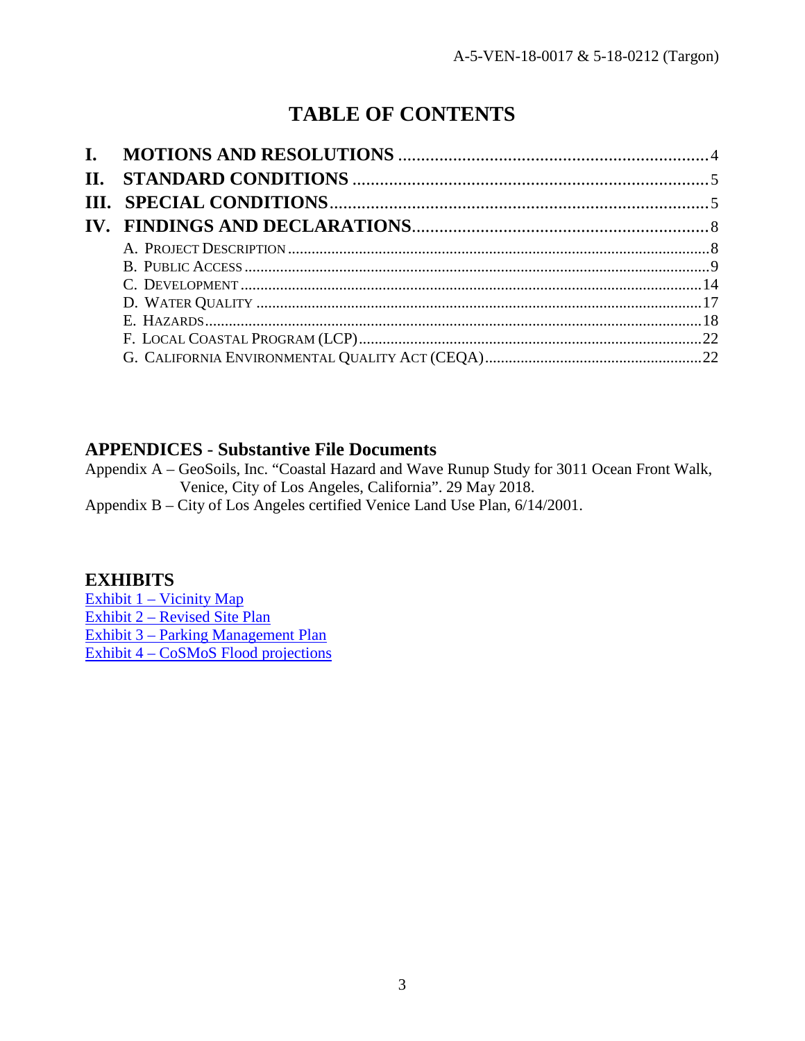# TABLE OF CONTENTS

- **I. MOTIONS AND RESOLUTIONS** .......... 4
- **II. STANDARD CONDITIONS** .......... 5
- **III. SPECIAL CONDITIONS** .......... 5
- **IV. FINDINGS AND DECLARATIONS** .......... 8
  - A. PROJECT DESCRIPTION .......... 8
  - B. PUBLIC ACCESS .......... 9
  - C. DEVELOPMENT .......... 14
  - D. WATER QUALITY .......... 17
  - E. HAZARDS .......... 18
  - F. LOCAL COASTAL PROGRAM (LCP) .......... 22
  - G. CALIFORNIA ENVIRONMENTAL QUALITY ACT (CEQA) .......... 22

## APPENDICES - Substantive File Documents

Appendix A – GeoSoils, Inc. "Coastal Hazard and Wave Runup Study for 3011 Ocean Front Walk, Venice, City of Los Angeles, California". 29 May 2018.

Appendix B – City of Los Angeles certified Venice Land Use Plan, 6/14/2001.

## EXHIBITS

Exhibit 1 – Vicinity Map
Exhibit 2 – Revised Site Plan
Exhibit 3 – Parking Management Plan
Exhibit 4 – CoSMoS Flood projections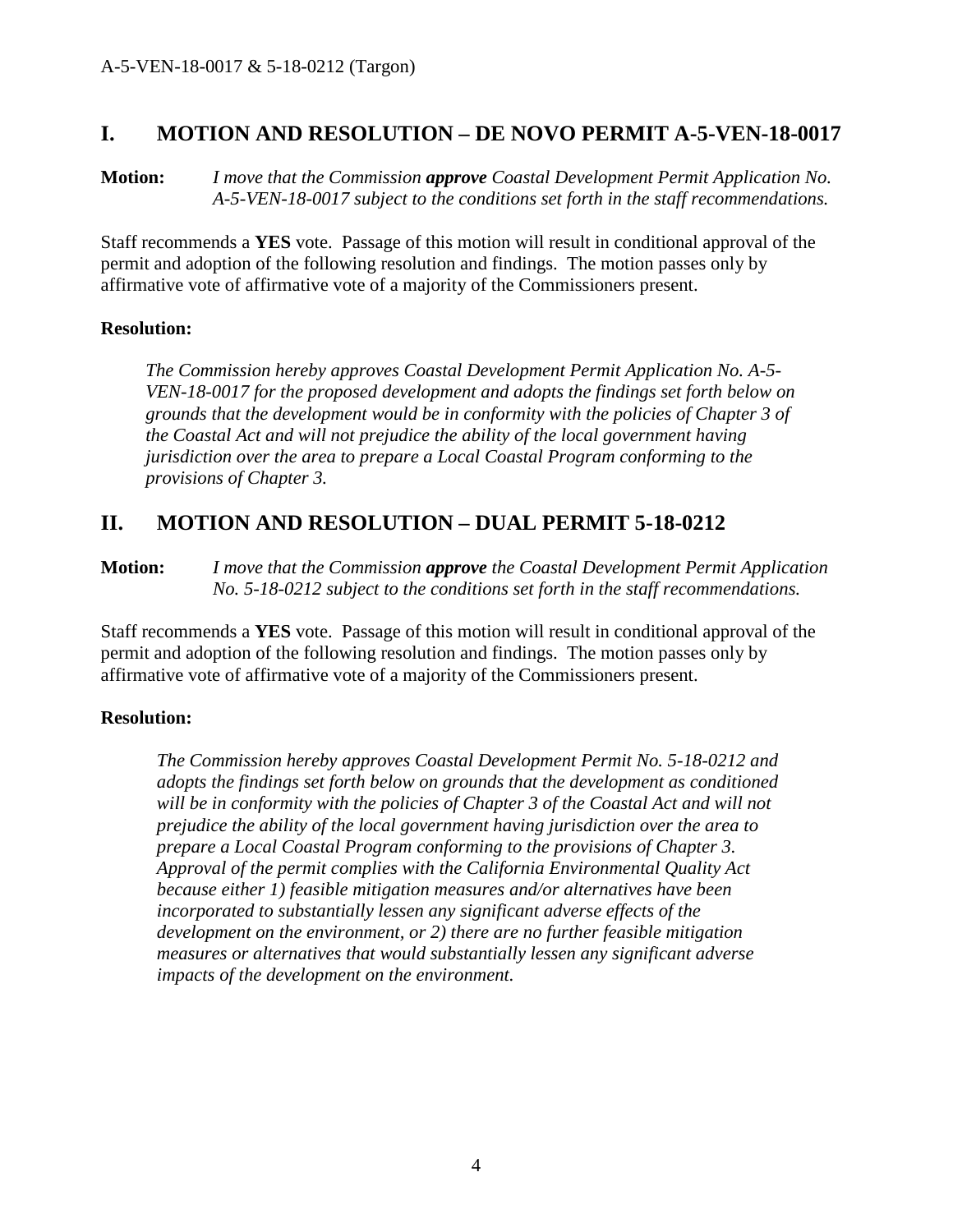## I. MOTION AND RESOLUTION – DE NOVO PERMIT A-5-VEN-18-0017

**Motion:** *I move that the Commission* ***approve*** *Coastal Development Permit Application No. A-5-VEN-18-0017 subject to the conditions set forth in the staff recommendations.*

Staff recommends a **YES** vote. Passage of this motion will result in conditional approval of the permit and adoption of the following resolution and findings. The motion passes only by affirmative vote of affirmative vote of a majority of the Commissioners present.

**Resolution:**

*The Commission hereby approves Coastal Development Permit Application No. A-5-VEN-18-0017 for the proposed development and adopts the findings set forth below on grounds that the development would be in conformity with the policies of Chapter 3 of the Coastal Act and will not prejudice the ability of the local government having jurisdiction over the area to prepare a Local Coastal Program conforming to the provisions of Chapter 3.*

## II. MOTION AND RESOLUTION – DUAL PERMIT 5-18-0212

**Motion:** *I move that the Commission* ***approve*** *the Coastal Development Permit Application No. 5-18-0212 subject to the conditions set forth in the staff recommendations.*

Staff recommends a **YES** vote. Passage of this motion will result in conditional approval of the permit and adoption of the following resolution and findings. The motion passes only by affirmative vote of affirmative vote of a majority of the Commissioners present.

**Resolution:**

*The Commission hereby approves Coastal Development Permit No. 5-18-0212 and adopts the findings set forth below on grounds that the development as conditioned will be in conformity with the policies of Chapter 3 of the Coastal Act and will not prejudice the ability of the local government having jurisdiction over the area to prepare a Local Coastal Program conforming to the provisions of Chapter 3. Approval of the permit complies with the California Environmental Quality Act because either 1) feasible mitigation measures and/or alternatives have been incorporated to substantially lessen any significant adverse effects of the development on the environment, or 2) there are no further feasible mitigation measures or alternatives that would substantially lessen any significant adverse impacts of the development on the environment.*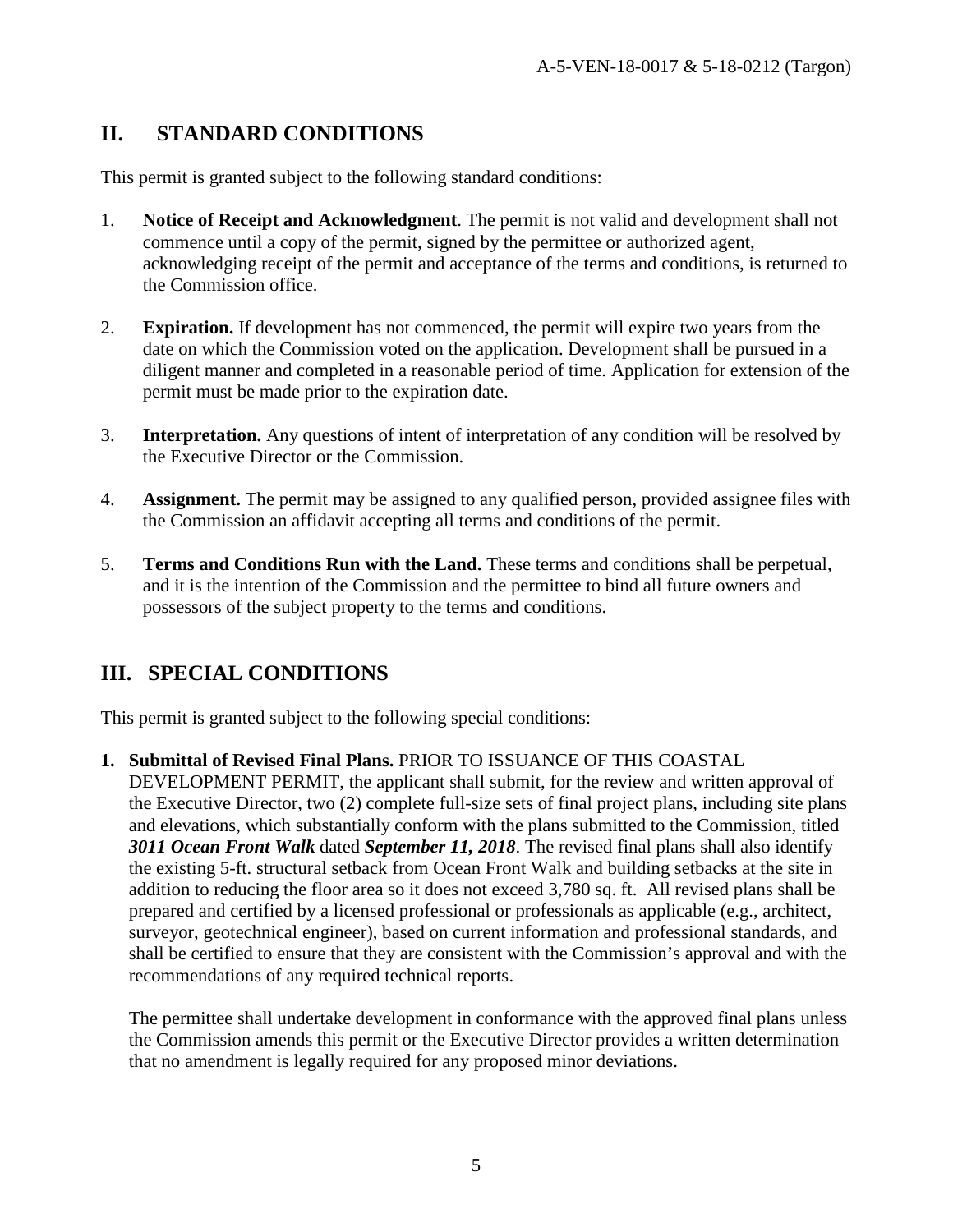## II. STANDARD CONDITIONS

This permit is granted subject to the following standard conditions:

1. **Notice of Receipt and Acknowledgment**. The permit is not valid and development shall not commence until a copy of the permit, signed by the permittee or authorized agent, acknowledging receipt of the permit and acceptance of the terms and conditions, is returned to the Commission office.

2. **Expiration.** If development has not commenced, the permit will expire two years from the date on which the Commission voted on the application. Development shall be pursued in a diligent manner and completed in a reasonable period of time. Application for extension of the permit must be made prior to the expiration date.

3. **Interpretation.** Any questions of intent of interpretation of any condition will be resolved by the Executive Director or the Commission.

4. **Assignment.** The permit may be assigned to any qualified person, provided assignee files with the Commission an affidavit accepting all terms and conditions of the permit.

5. **Terms and Conditions Run with the Land.** These terms and conditions shall be perpetual, and it is the intention of the Commission and the permittee to bind all future owners and possessors of the subject property to the terms and conditions.

## III. SPECIAL CONDITIONS

This permit is granted subject to the following special conditions:

1. **Submittal of Revised Final Plans.** PRIOR TO ISSUANCE OF THIS COASTAL DEVELOPMENT PERMIT, the applicant shall submit, for the review and written approval of the Executive Director, two (2) complete full-size sets of final project plans, including site plans and elevations, which substantially conform with the plans submitted to the Commission, titled ***3011 Ocean Front Walk*** dated ***September 11, 2018***. The revised final plans shall also identify the existing 5-ft. structural setback from Ocean Front Walk and building setbacks at the site in addition to reducing the floor area so it does not exceed 3,780 sq. ft. All revised plans shall be prepared and certified by a licensed professional or professionals as applicable (e.g., architect, surveyor, geotechnical engineer), based on current information and professional standards, and shall be certified to ensure that they are consistent with the Commission's approval and with the recommendations of any required technical reports.

   The permittee shall undertake development in conformance with the approved final plans unless the Commission amends this permit or the Executive Director provides a written determination that no amendment is legally required for any proposed minor deviations.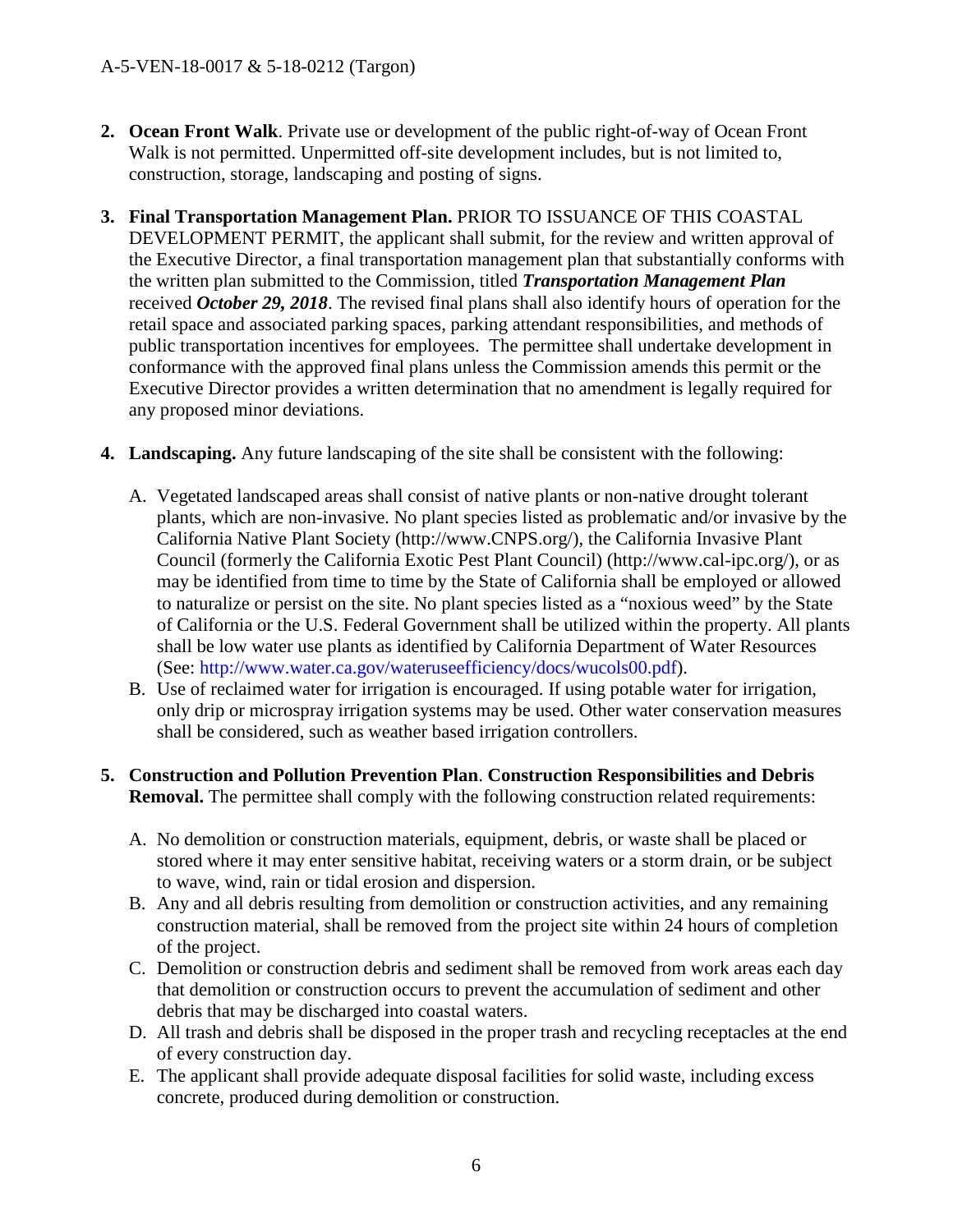2. **Ocean Front Walk**. Private use or development of the public right-of-way of Ocean Front Walk is not permitted. Unpermitted off-site development includes, but is not limited to, construction, storage, landscaping and posting of signs.

3. **Final Transportation Management Plan.** PRIOR TO ISSUANCE OF THIS COASTAL DEVELOPMENT PERMIT, the applicant shall submit, for the review and written approval of the Executive Director, a final transportation management plan that substantially conforms with the written plan submitted to the Commission, titled ***Transportation Management Plan*** received ***October 29, 2018***. The revised final plans shall also identify hours of operation for the retail space and associated parking spaces, parking attendant responsibilities, and methods of public transportation incentives for employees. The permittee shall undertake development in conformance with the approved final plans unless the Commission amends this permit or the Executive Director provides a written determination that no amendment is legally required for any proposed minor deviations.

4. **Landscaping.** Any future landscaping of the site shall be consistent with the following:

   A. Vegetated landscaped areas shall consist of native plants or non-native drought tolerant plants, which are non-invasive. No plant species listed as problematic and/or invasive by the California Native Plant Society (http://www.CNPS.org/), the California Invasive Plant Council (formerly the California Exotic Pest Plant Council) (http://www.cal-ipc.org/), or as may be identified from time to time by the State of California shall be employed or allowed to naturalize or persist on the site. No plant species listed as a "noxious weed" by the State of California or the U.S. Federal Government shall be utilized within the property. All plants shall be low water use plants as identified by California Department of Water Resources (See: http://www.water.ca.gov/wateruseefficiency/docs/wucols00.pdf).
   
   B. Use of reclaimed water for irrigation is encouraged. If using potable water for irrigation, only drip or microspray irrigation systems may be used. Other water conservation measures shall be considered, such as weather based irrigation controllers.

5. **Construction and Pollution Prevention Plan**. **Construction Responsibilities and Debris Removal.** The permittee shall comply with the following construction related requirements:

   A. No demolition or construction materials, equipment, debris, or waste shall be placed or stored where it may enter sensitive habitat, receiving waters or a storm drain, or be subject to wave, wind, rain or tidal erosion and dispersion.
   
   B. Any and all debris resulting from demolition or construction activities, and any remaining construction material, shall be removed from the project site within 24 hours of completion of the project.
   
   C. Demolition or construction debris and sediment shall be removed from work areas each day that demolition or construction occurs to prevent the accumulation of sediment and other debris that may be discharged into coastal waters.
   
   D. All trash and debris shall be disposed in the proper trash and recycling receptacles at the end of every construction day.
   
   E. The applicant shall provide adequate disposal facilities for solid waste, including excess concrete, produced during demolition or construction.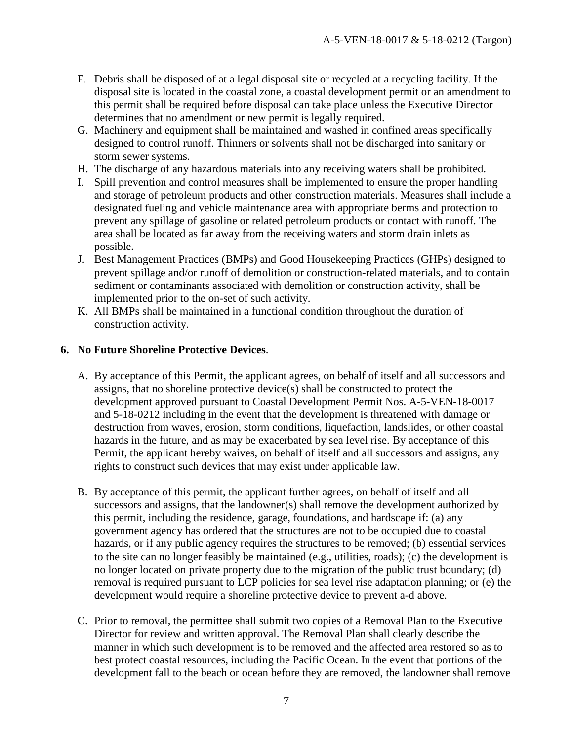F. Debris shall be disposed of at a legal disposal site or recycled at a recycling facility. If the disposal site is located in the coastal zone, a coastal development permit or an amendment to this permit shall be required before disposal can take place unless the Executive Director determines that no amendment or new permit is legally required.

G. Machinery and equipment shall be maintained and washed in confined areas specifically designed to control runoff. Thinners or solvents shall not be discharged into sanitary or storm sewer systems.

H. The discharge of any hazardous materials into any receiving waters shall be prohibited.

I. Spill prevention and control measures shall be implemented to ensure the proper handling and storage of petroleum products and other construction materials. Measures shall include a designated fueling and vehicle maintenance area with appropriate berms and protection to prevent any spillage of gasoline or related petroleum products or contact with runoff. The area shall be located as far away from the receiving waters and storm drain inlets as possible.

J. Best Management Practices (BMPs) and Good Housekeeping Practices (GHPs) designed to prevent spillage and/or runoff of demolition or construction-related materials, and to contain sediment or contaminants associated with demolition or construction activity, shall be implemented prior to the on-set of such activity.

K. All BMPs shall be maintained in a functional condition throughout the duration of construction activity.

**6. No Future Shoreline Protective Devices**.

A. By acceptance of this Permit, the applicant agrees, on behalf of itself and all successors and assigns, that no shoreline protective device(s) shall be constructed to protect the development approved pursuant to Coastal Development Permit Nos. A-5-VEN-18-0017 and 5-18-0212 including in the event that the development is threatened with damage or destruction from waves, erosion, storm conditions, liquefaction, landslides, or other coastal hazards in the future, and as may be exacerbated by sea level rise. By acceptance of this Permit, the applicant hereby waives, on behalf of itself and all successors and assigns, any rights to construct such devices that may exist under applicable law.

B. By acceptance of this permit, the applicant further agrees, on behalf of itself and all successors and assigns, that the landowner(s) shall remove the development authorized by this permit, including the residence, garage, foundations, and hardscape if: (a) any government agency has ordered that the structures are not to be occupied due to coastal hazards, or if any public agency requires the structures to be removed; (b) essential services to the site can no longer feasibly be maintained (e.g., utilities, roads); (c) the development is no longer located on private property due to the migration of the public trust boundary; (d) removal is required pursuant to LCP policies for sea level rise adaptation planning; or (e) the development would require a shoreline protective device to prevent a-d above.

C. Prior to removal, the permittee shall submit two copies of a Removal Plan to the Executive Director for review and written approval. The Removal Plan shall clearly describe the manner in which such development is to be removed and the affected area restored so as to best protect coastal resources, including the Pacific Ocean. In the event that portions of the development fall to the beach or ocean before they are removed, the landowner shall remove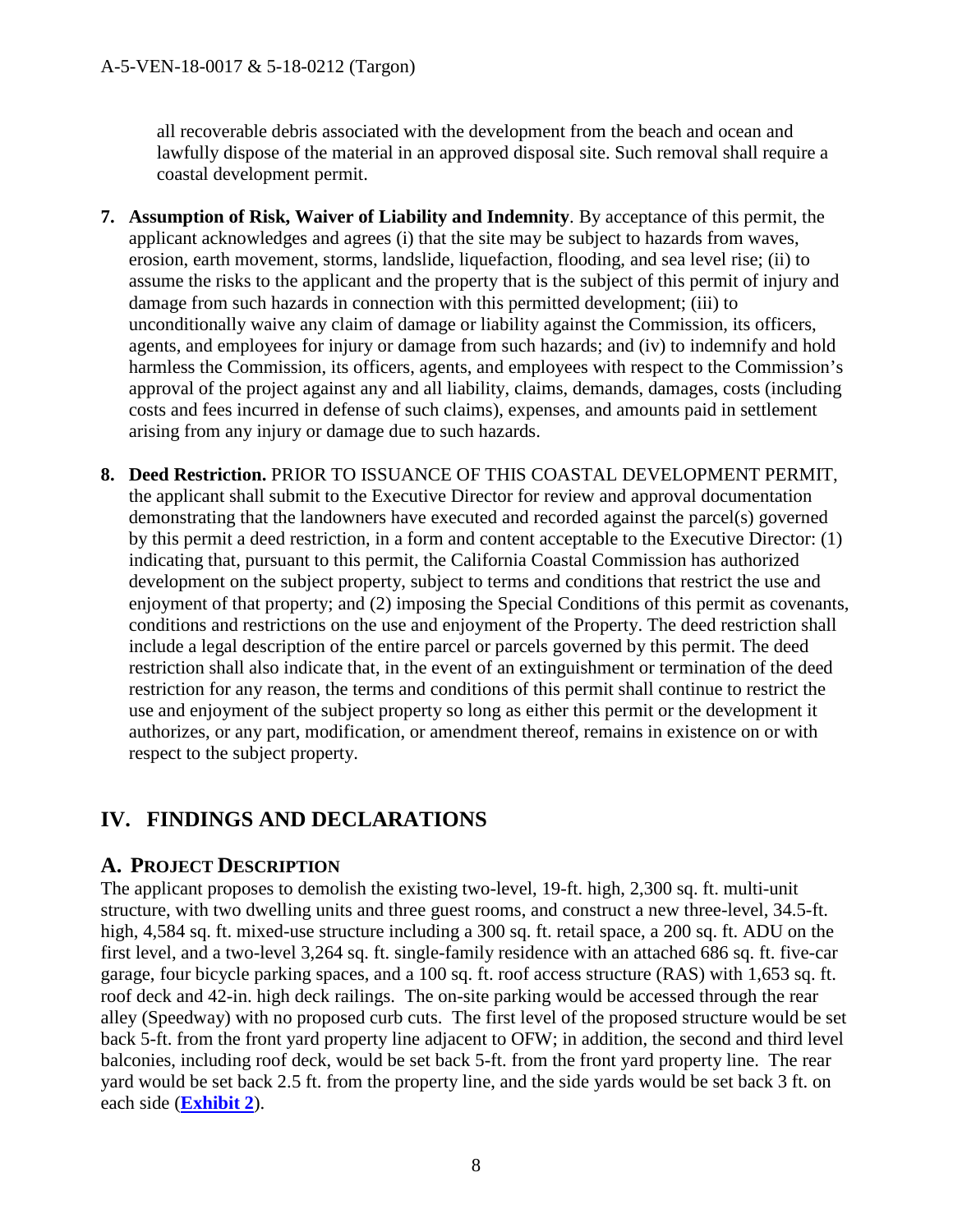all recoverable debris associated with the development from the beach and ocean and lawfully dispose of the material in an approved disposal site. Such removal shall require a coastal development permit.

7. **Assumption of Risk, Waiver of Liability and Indemnity**. By acceptance of this permit, the applicant acknowledges and agrees (i) that the site may be subject to hazards from waves, erosion, earth movement, storms, landslide, liquefaction, flooding, and sea level rise; (ii) to assume the risks to the applicant and the property that is the subject of this permit of injury and damage from such hazards in connection with this permitted development; (iii) to unconditionally waive any claim of damage or liability against the Commission, its officers, agents, and employees for injury or damage from such hazards; and (iv) to indemnify and hold harmless the Commission, its officers, agents, and employees with respect to the Commission's approval of the project against any and all liability, claims, demands, damages, costs (including costs and fees incurred in defense of such claims), expenses, and amounts paid in settlement arising from any injury or damage due to such hazards.

8. **Deed Restriction.** PRIOR TO ISSUANCE OF THIS COASTAL DEVELOPMENT PERMIT, the applicant shall submit to the Executive Director for review and approval documentation demonstrating that the landowners have executed and recorded against the parcel(s) governed by this permit a deed restriction, in a form and content acceptable to the Executive Director: (1) indicating that, pursuant to this permit, the California Coastal Commission has authorized development on the subject property, subject to terms and conditions that restrict the use and enjoyment of that property; and (2) imposing the Special Conditions of this permit as covenants, conditions and restrictions on the use and enjoyment of the Property. The deed restriction shall include a legal description of the entire parcel or parcels governed by this permit. The deed restriction shall also indicate that, in the event of an extinguishment or termination of the deed restriction for any reason, the terms and conditions of this permit shall continue to restrict the use and enjoyment of the subject property so long as either this permit or the development it authorizes, or any part, modification, or amendment thereof, remains in existence on or with respect to the subject property.

# IV. FINDINGS AND DECLARATIONS

## A. PROJECT DESCRIPTION

The applicant proposes to demolish the existing two-level, 19-ft. high, 2,300 sq. ft. multi-unit structure, with two dwelling units and three guest rooms, and construct a new three-level, 34.5-ft. high, 4,584 sq. ft. mixed-use structure including a 300 sq. ft. retail space, a 200 sq. ft. ADU on the first level, and a two-level 3,264 sq. ft. single-family residence with an attached 686 sq. ft. five-car garage, four bicycle parking spaces, and a 100 sq. ft. roof access structure (RAS) with 1,653 sq. ft. roof deck and 42-in. high deck railings. The on-site parking would be accessed through the rear alley (Speedway) with no proposed curb cuts. The first level of the proposed structure would be set back 5-ft. from the front yard property line adjacent to OFW; in addition, the second and third level balconies, including roof deck, would be set back 5-ft. from the front yard property line. The rear yard would be set back 2.5 ft. from the property line, and the side yards would be set back 3 ft. on each side (**Exhibit 2**).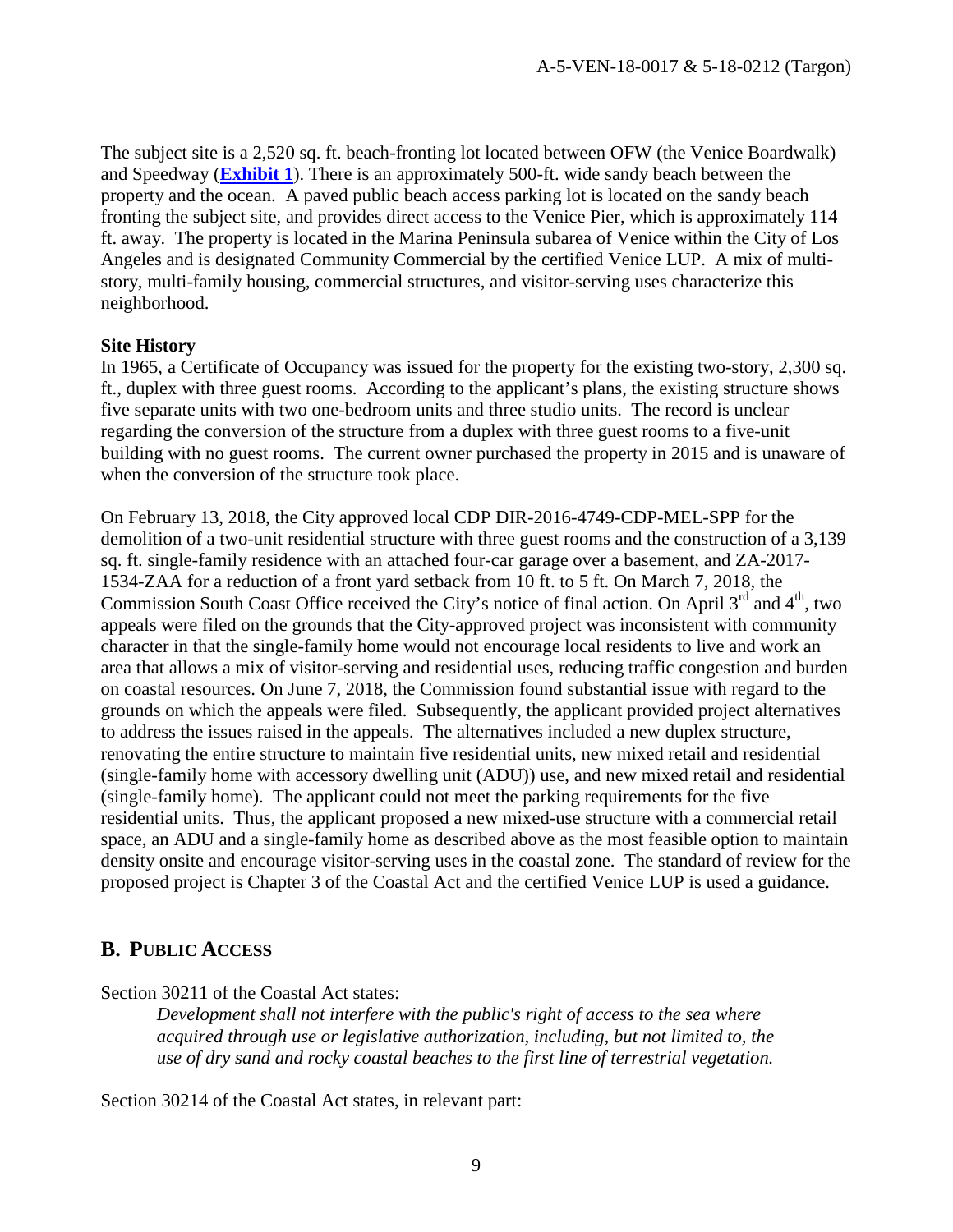The subject site is a 2,520 sq. ft. beach-fronting lot located between OFW (the Venice Boardwalk) and Speedway (**Exhibit 1**). There is an approximately 500-ft. wide sandy beach between the property and the ocean. A paved public beach access parking lot is located on the sandy beach fronting the subject site, and provides direct access to the Venice Pier, which is approximately 114 ft. away. The property is located in the Marina Peninsula subarea of Venice within the City of Los Angeles and is designated Community Commercial by the certified Venice LUP. A mix of multi-story, multi-family housing, commercial structures, and visitor-serving uses characterize this neighborhood.

**Site History**

In 1965, a Certificate of Occupancy was issued for the property for the existing two-story, 2,300 sq. ft., duplex with three guest rooms. According to the applicant's plans, the existing structure shows five separate units with two one-bedroom units and three studio units. The record is unclear regarding the conversion of the structure from a duplex with three guest rooms to a five-unit building with no guest rooms. The current owner purchased the property in 2015 and is unaware of when the conversion of the structure took place.

On February 13, 2018, the City approved local CDP DIR-2016-4749-CDP-MEL-SPP for the demolition of a two-unit residential structure with three guest rooms and the construction of a 3,139 sq. ft. single-family residence with an attached four-car garage over a basement, and ZA-2017-1534-ZAA for a reduction of a front yard setback from 10 ft. to 5 ft. On March 7, 2018, the Commission South Coast Office received the City's notice of final action. On April 3rd and 4th, two appeals were filed on the grounds that the City-approved project was inconsistent with community character in that the single-family home would not encourage local residents to live and work an area that allows a mix of visitor-serving and residential uses, reducing traffic congestion and burden on coastal resources. On June 7, 2018, the Commission found substantial issue with regard to the grounds on which the appeals were filed. Subsequently, the applicant provided project alternatives to address the issues raised in the appeals. The alternatives included a new duplex structure, renovating the entire structure to maintain five residential units, new mixed retail and residential (single-family home with accessory dwelling unit (ADU)) use, and new mixed retail and residential (single-family home). The applicant could not meet the parking requirements for the five residential units. Thus, the applicant proposed a new mixed-use structure with a commercial retail space, an ADU and a single-family home as described above as the most feasible option to maintain density onsite and encourage visitor-serving uses in the coastal zone. The standard of review for the proposed project is Chapter 3 of the Coastal Act and the certified Venice LUP is used a guidance.

## B. Public Access

Section 30211 of the Coastal Act states:

> *Development shall not interfere with the public's right of access to the sea where acquired through use or legislative authorization, including, but not limited to, the use of dry sand and rocky coastal beaches to the first line of terrestrial vegetation.*

Section 30214 of the Coastal Act states, in relevant part: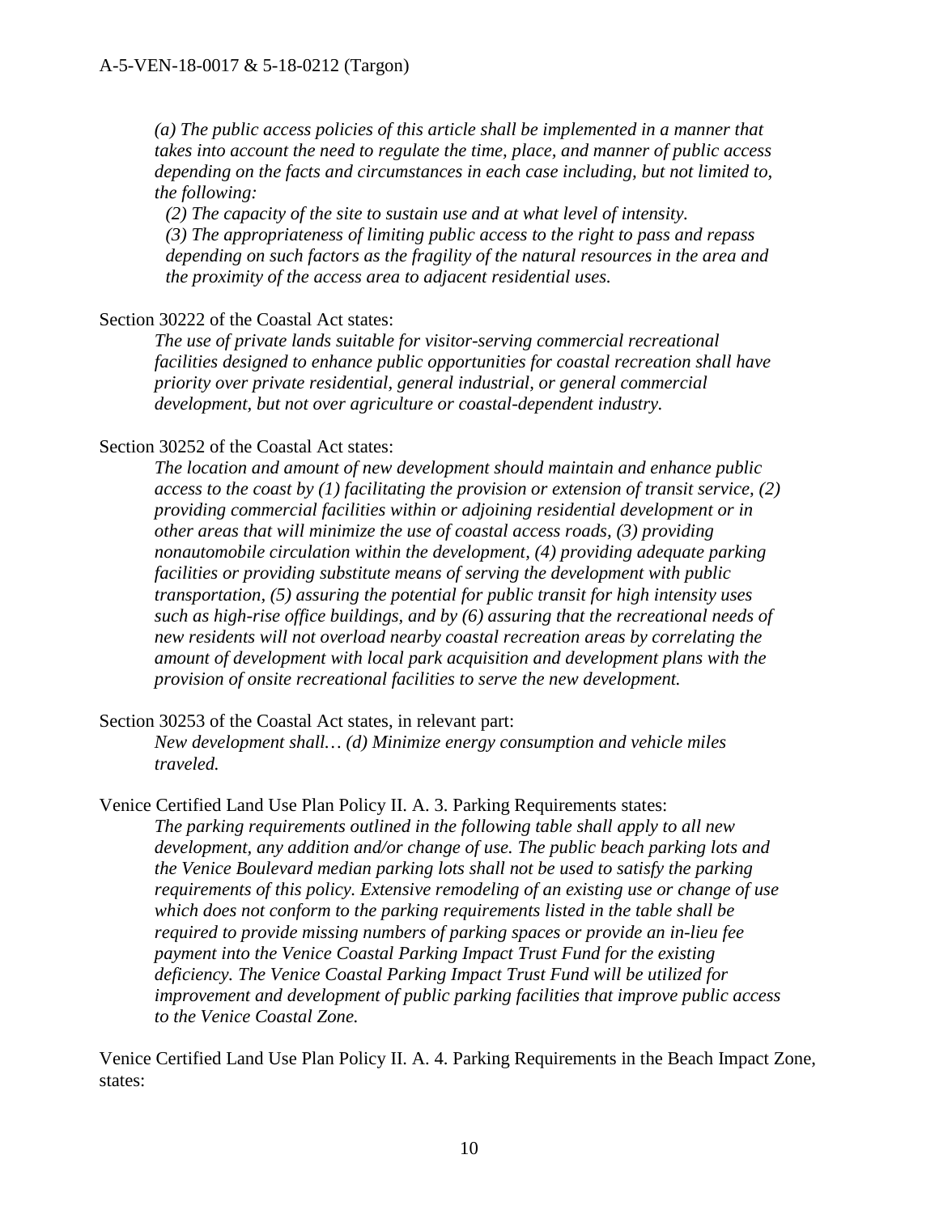*(a) The public access policies of this article shall be implemented in a manner that takes into account the need to regulate the time, place, and manner of public access depending on the facts and circumstances in each case including, but not limited to, the following:*

*(2) The capacity of the site to sustain use and at what level of intensity.*

*(3) The appropriateness of limiting public access to the right to pass and repass depending on such factors as the fragility of the natural resources in the area and the proximity of the access area to adjacent residential uses.*

Section 30222 of the Coastal Act states:

*The use of private lands suitable for visitor-serving commercial recreational facilities designed to enhance public opportunities for coastal recreation shall have priority over private residential, general industrial, or general commercial development, but not over agriculture or coastal-dependent industry.*

Section 30252 of the Coastal Act states:

*The location and amount of new development should maintain and enhance public access to the coast by (1) facilitating the provision or extension of transit service, (2) providing commercial facilities within or adjoining residential development or in other areas that will minimize the use of coastal access roads, (3) providing nonautomobile circulation within the development, (4) providing adequate parking facilities or providing substitute means of serving the development with public transportation, (5) assuring the potential for public transit for high intensity uses such as high-rise office buildings, and by (6) assuring that the recreational needs of new residents will not overload nearby coastal recreation areas by correlating the amount of development with local park acquisition and development plans with the provision of onsite recreational facilities to serve the new development.*

Section 30253 of the Coastal Act states, in relevant part:

*New development shall… (d) Minimize energy consumption and vehicle miles traveled.*

Venice Certified Land Use Plan Policy II. A. 3. Parking Requirements states:

*The parking requirements outlined in the following table shall apply to all new development, any addition and/or change of use. The public beach parking lots and the Venice Boulevard median parking lots shall not be used to satisfy the parking requirements of this policy. Extensive remodeling of an existing use or change of use which does not conform to the parking requirements listed in the table shall be required to provide missing numbers of parking spaces or provide an in-lieu fee payment into the Venice Coastal Parking Impact Trust Fund for the existing deficiency. The Venice Coastal Parking Impact Trust Fund will be utilized for improvement and development of public parking facilities that improve public access to the Venice Coastal Zone.*

Venice Certified Land Use Plan Policy II. A. 4. Parking Requirements in the Beach Impact Zone, states: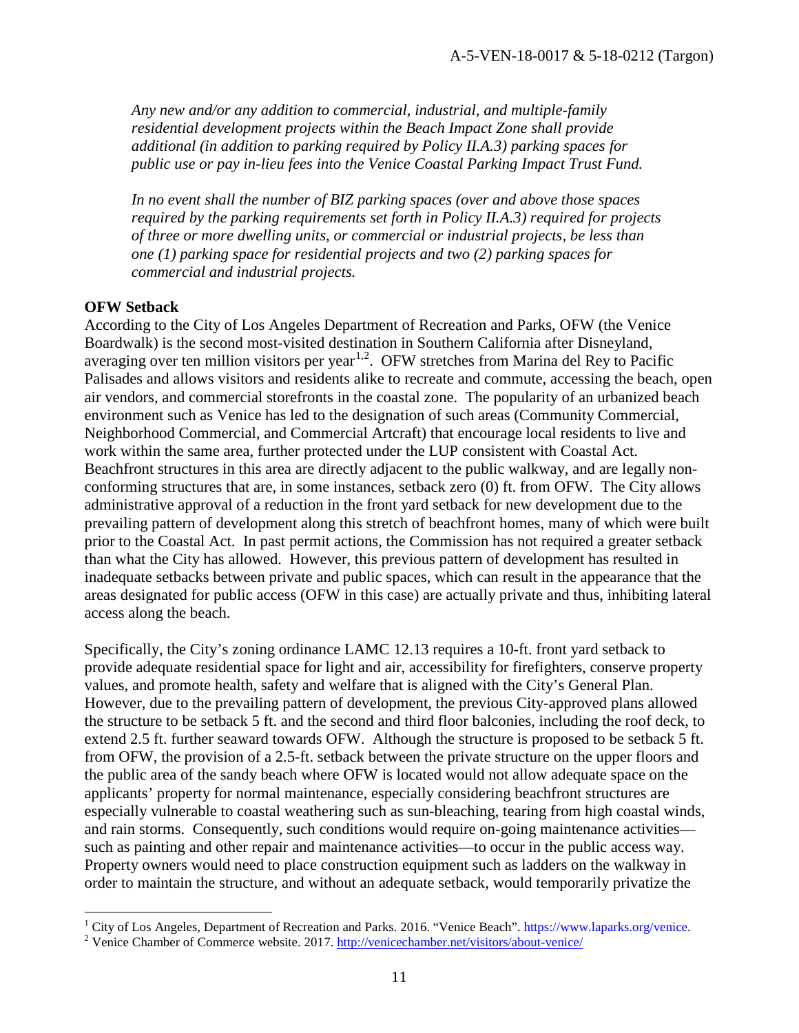*Any new and/or any addition to commercial, industrial, and multiple-family residential development projects within the Beach Impact Zone shall provide additional (in addition to parking required by Policy II.A.3) parking spaces for public use or pay in-lieu fees into the Venice Coastal Parking Impact Trust Fund.*

*In no event shall the number of BIZ parking spaces (over and above those spaces required by the parking requirements set forth in Policy II.A.3) required for projects of three or more dwelling units, or commercial or industrial projects, be less than one (1) parking space for residential projects and two (2) parking spaces for commercial and industrial projects.*

**OFW Setback**

According to the City of Los Angeles Department of Recreation and Parks, OFW (the Venice Boardwalk) is the second most-visited destination in Southern California after Disneyland, averaging over ten million visitors per year[1,2]. OFW stretches from Marina del Rey to Pacific Palisades and allows visitors and residents alike to recreate and commute, accessing the beach, open air vendors, and commercial storefronts in the coastal zone. The popularity of an urbanized beach environment such as Venice has led to the designation of such areas (Community Commercial, Neighborhood Commercial, and Commercial Artcraft) that encourage local residents to live and work within the same area, further protected under the LUP consistent with Coastal Act. Beachfront structures in this area are directly adjacent to the public walkway, and are legally non-conforming structures that are, in some instances, setback zero (0) ft. from OFW. The City allows administrative approval of a reduction in the front yard setback for new development due to the prevailing pattern of development along this stretch of beachfront homes, many of which were built prior to the Coastal Act. In past permit actions, the Commission has not required a greater setback than what the City has allowed. However, this previous pattern of development has resulted in inadequate setbacks between private and public spaces, which can result in the appearance that the areas designated for public access (OFW in this case) are actually private and thus, inhibiting lateral access along the beach.

Specifically, the City's zoning ordinance LAMC 12.13 requires a 10-ft. front yard setback to provide adequate residential space for light and air, accessibility for firefighters, conserve property values, and promote health, safety and welfare that is aligned with the City's General Plan. However, due to the prevailing pattern of development, the previous City-approved plans allowed the structure to be setback 5 ft. and the second and third floor balconies, including the roof deck, to extend 2.5 ft. further seaward towards OFW. Although the structure is proposed to be setback 5 ft. from OFW, the provision of a 2.5-ft. setback between the private structure on the upper floors and the public area of the sandy beach where OFW is located would not allow adequate space on the applicants' property for normal maintenance, especially considering beachfront structures are especially vulnerable to coastal weathering such as sun-bleaching, tearing from high coastal winds, and rain storms. Consequently, such conditions would require on-going maintenance activities—such as painting and other repair and maintenance activities—to occur in the public access way. Property owners would need to place construction equipment such as ladders on the walkway in order to maintain the structure, and without an adequate setback, would temporarily privatize the

---

[1] City of Los Angeles, Department of Recreation and Parks. 2016. "Venice Beach". https://www.laparks.org/venice.

[2] Venice Chamber of Commerce website. 2017. http://venicechamber.net/visitors/about-venice/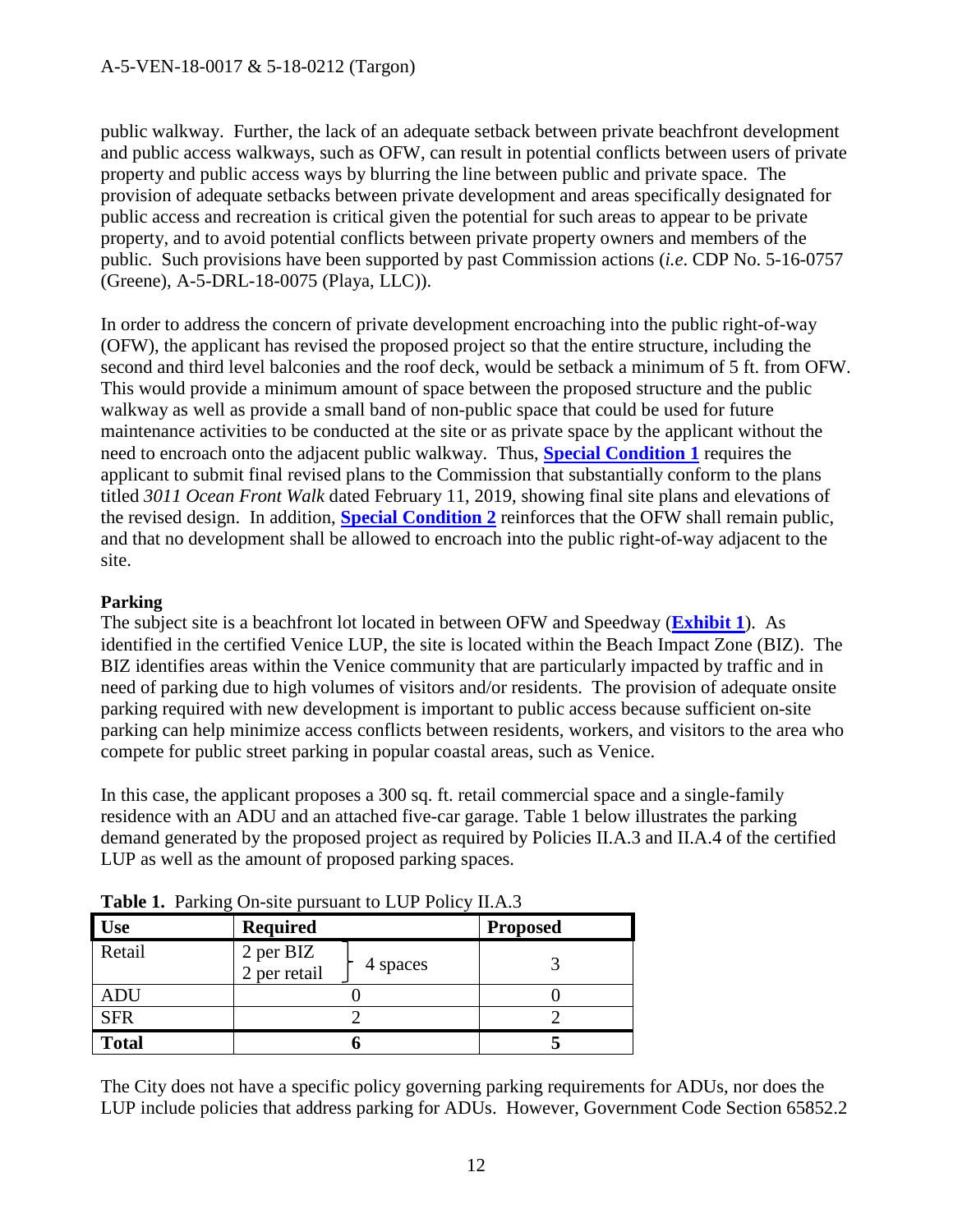public walkway. Further, the lack of an adequate setback between private beachfront development and public access walkways, such as OFW, can result in potential conflicts between users of private property and public access ways by blurring the line between public and private space. The provision of adequate setbacks between private development and areas specifically designated for public access and recreation is critical given the potential for such areas to appear to be private property, and to avoid potential conflicts between private property owners and members of the public. Such provisions have been supported by past Commission actions (*i.e*. CDP No. 5-16-0757 (Greene), A-5-DRL-18-0075 (Playa, LLC)).

In order to address the concern of private development encroaching into the public right-of-way (OFW), the applicant has revised the proposed project so that the entire structure, including the second and third level balconies and the roof deck, would be setback a minimum of 5 ft. from OFW. This would provide a minimum amount of space between the proposed structure and the public walkway as well as provide a small band of non-public space that could be used for future maintenance activities to be conducted at the site or as private space by the applicant without the need to encroach onto the adjacent public walkway. Thus, **Special Condition 1** requires the applicant to submit final revised plans to the Commission that substantially conform to the plans titled *3011 Ocean Front Walk* dated February 11, 2019, showing final site plans and elevations of the revised design. In addition, **Special Condition 2** reinforces that the OFW shall remain public, and that no development shall be allowed to encroach into the public right-of-way adjacent to the site.

**Parking**

The subject site is a beachfront lot located in between OFW and Speedway (**Exhibit 1**). As identified in the certified Venice LUP, the site is located within the Beach Impact Zone (BIZ). The BIZ identifies areas within the Venice community that are particularly impacted by traffic and in need of parking due to high volumes of visitors and/or residents. The provision of adequate onsite parking required with new development is important to public access because sufficient on-site parking can help minimize access conflicts between residents, workers, and visitors to the area who compete for public street parking in popular coastal areas, such as Venice.

In this case, the applicant proposes a 300 sq. ft. retail commercial space and a single-family residence with an ADU and an attached five-car garage. Table 1 below illustrates the parking demand generated by the proposed project as required by Policies II.A.3 and II.A.4 of the certified LUP as well as the amount of proposed parking spaces.

**Table 1.** Parking On-site pursuant to LUP Policy II.A.3

| Use | Required | | Proposed |
|---|---|---|---|
| Retail | 2 per BIZ<br>2 per retail | 4 spaces | 3 |
| ADU | 0 | | 0 |
| SFR | 2 | | 2 |
| **Total** | **6** | | **5** |

The City does not have a specific policy governing parking requirements for ADUs, nor does the LUP include policies that address parking for ADUs. However, Government Code Section 65852.2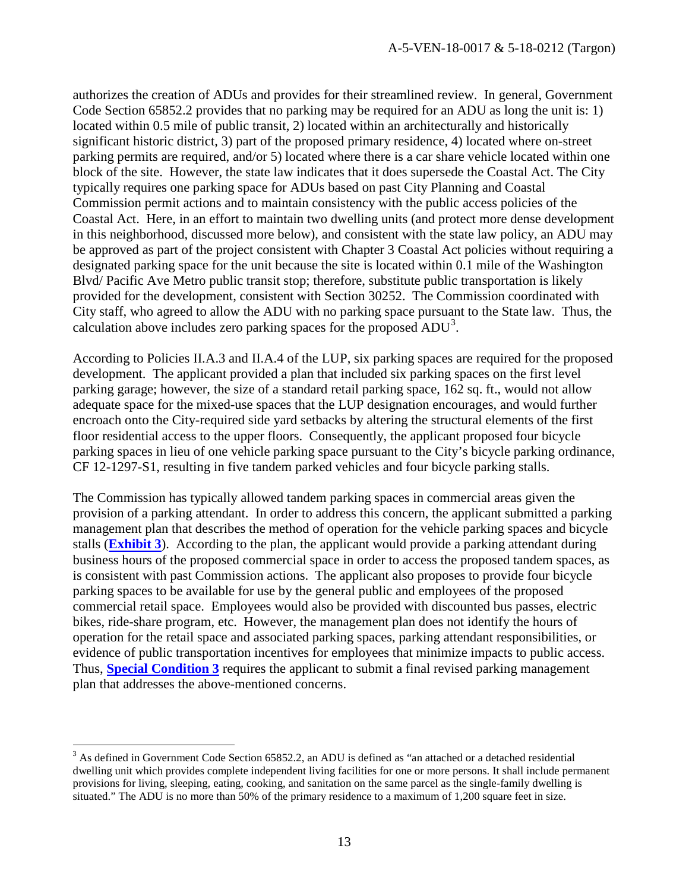authorizes the creation of ADUs and provides for their streamlined review. In general, Government Code Section 65852.2 provides that no parking may be required for an ADU as long the unit is: 1) located within 0.5 mile of public transit, 2) located within an architecturally and historically significant historic district, 3) part of the proposed primary residence, 4) located where on-street parking permits are required, and/or 5) located where there is a car share vehicle located within one block of the site. However, the state law indicates that it does supersede the Coastal Act. The City typically requires one parking space for ADUs based on past City Planning and Coastal Commission permit actions and to maintain consistency with the public access policies of the Coastal Act. Here, in an effort to maintain two dwelling units (and protect more dense development in this neighborhood, discussed more below), and consistent with the state law policy, an ADU may be approved as part of the project consistent with Chapter 3 Coastal Act policies without requiring a designated parking space for the unit because the site is located within 0.1 mile of the Washington Blvd/ Pacific Ave Metro public transit stop; therefore, substitute public transportation is likely provided for the development, consistent with Section 30252. The Commission coordinated with City staff, who agreed to allow the ADU with no parking space pursuant to the State law. Thus, the calculation above includes zero parking spaces for the proposed ADU[3].

According to Policies II.A.3 and II.A.4 of the LUP, six parking spaces are required for the proposed development. The applicant provided a plan that included six parking spaces on the first level parking garage; however, the size of a standard retail parking space, 162 sq. ft., would not allow adequate space for the mixed-use spaces that the LUP designation encourages, and would further encroach onto the City-required side yard setbacks by altering the structural elements of the first floor residential access to the upper floors. Consequently, the applicant proposed four bicycle parking spaces in lieu of one vehicle parking space pursuant to the City's bicycle parking ordinance, CF 12-1297-S1, resulting in five tandem parked vehicles and four bicycle parking stalls.

The Commission has typically allowed tandem parking spaces in commercial areas given the provision of a parking attendant. In order to address this concern, the applicant submitted a parking management plan that describes the method of operation for the vehicle parking spaces and bicycle stalls (**Exhibit 3**). According to the plan, the applicant would provide a parking attendant during business hours of the proposed commercial space in order to access the proposed tandem spaces, as is consistent with past Commission actions. The applicant also proposes to provide four bicycle parking spaces to be available for use by the general public and employees of the proposed commercial retail space. Employees would also be provided with discounted bus passes, electric bikes, ride-share program, etc. However, the management plan does not identify the hours of operation for the retail space and associated parking spaces, parking attendant responsibilities, or evidence of public transportation incentives for employees that minimize impacts to public access. Thus, **Special Condition 3** requires the applicant to submit a final revised parking management plan that addresses the above-mentioned concerns.

---

[3] As defined in Government Code Section 65852.2, an ADU is defined as "an attached or a detached residential dwelling unit which provides complete independent living facilities for one or more persons. It shall include permanent provisions for living, sleeping, eating, cooking, and sanitation on the same parcel as the single-family dwelling is situated." The ADU is no more than 50% of the primary residence to a maximum of 1,200 square feet in size.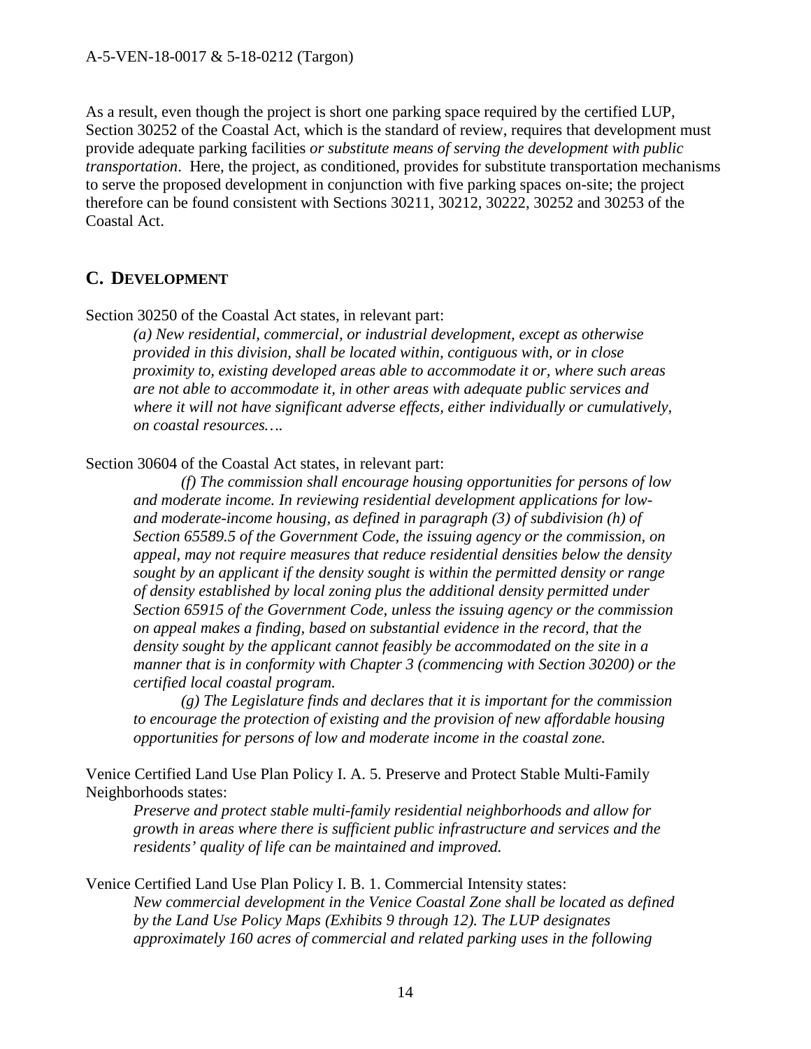As a result, even though the project is short one parking space required by the certified LUP, Section 30252 of the Coastal Act, which is the standard of review, requires that development must provide adequate parking facilities *or substitute means of serving the development with public transportation*. Here, the project, as conditioned, provides for substitute transportation mechanisms to serve the proposed development in conjunction with five parking spaces on-site; the project therefore can be found consistent with Sections 30211, 30212, 30222, 30252 and 30253 of the Coastal Act.

## C. DEVELOPMENT

Section 30250 of the Coastal Act states, in relevant part:

> *(a) New residential, commercial, or industrial development, except as otherwise provided in this division, shall be located within, contiguous with, or in close proximity to, existing developed areas able to accommodate it or, where such areas are not able to accommodate it, in other areas with adequate public services and where it will not have significant adverse effects, either individually or cumulatively, on coastal resources….*

Section 30604 of the Coastal Act states, in relevant part:

> *(f) The commission shall encourage housing opportunities for persons of low and moderate income. In reviewing residential development applications for low- and moderate-income housing, as defined in paragraph (3) of subdivision (h) of Section 65589.5 of the Government Code, the issuing agency or the commission, on appeal, may not require measures that reduce residential densities below the density sought by an applicant if the density sought is within the permitted density or range of density established by local zoning plus the additional density permitted under Section 65915 of the Government Code, unless the issuing agency or the commission on appeal makes a finding, based on substantial evidence in the record, that the density sought by the applicant cannot feasibly be accommodated on the site in a manner that is in conformity with Chapter 3 (commencing with Section 30200) or the certified local coastal program.*
>
> *(g) The Legislature finds and declares that it is important for the commission to encourage the protection of existing and the provision of new affordable housing opportunities for persons of low and moderate income in the coastal zone.*

Venice Certified Land Use Plan Policy I. A. 5. Preserve and Protect Stable Multi-Family Neighborhoods states:

> *Preserve and protect stable multi-family residential neighborhoods and allow for growth in areas where there is sufficient public infrastructure and services and the residents' quality of life can be maintained and improved.*

Venice Certified Land Use Plan Policy I. B. 1. Commercial Intensity states:

> *New commercial development in the Venice Coastal Zone shall be located as defined by the Land Use Policy Maps (Exhibits 9 through 12). The LUP designates approximately 160 acres of commercial and related parking uses in the following*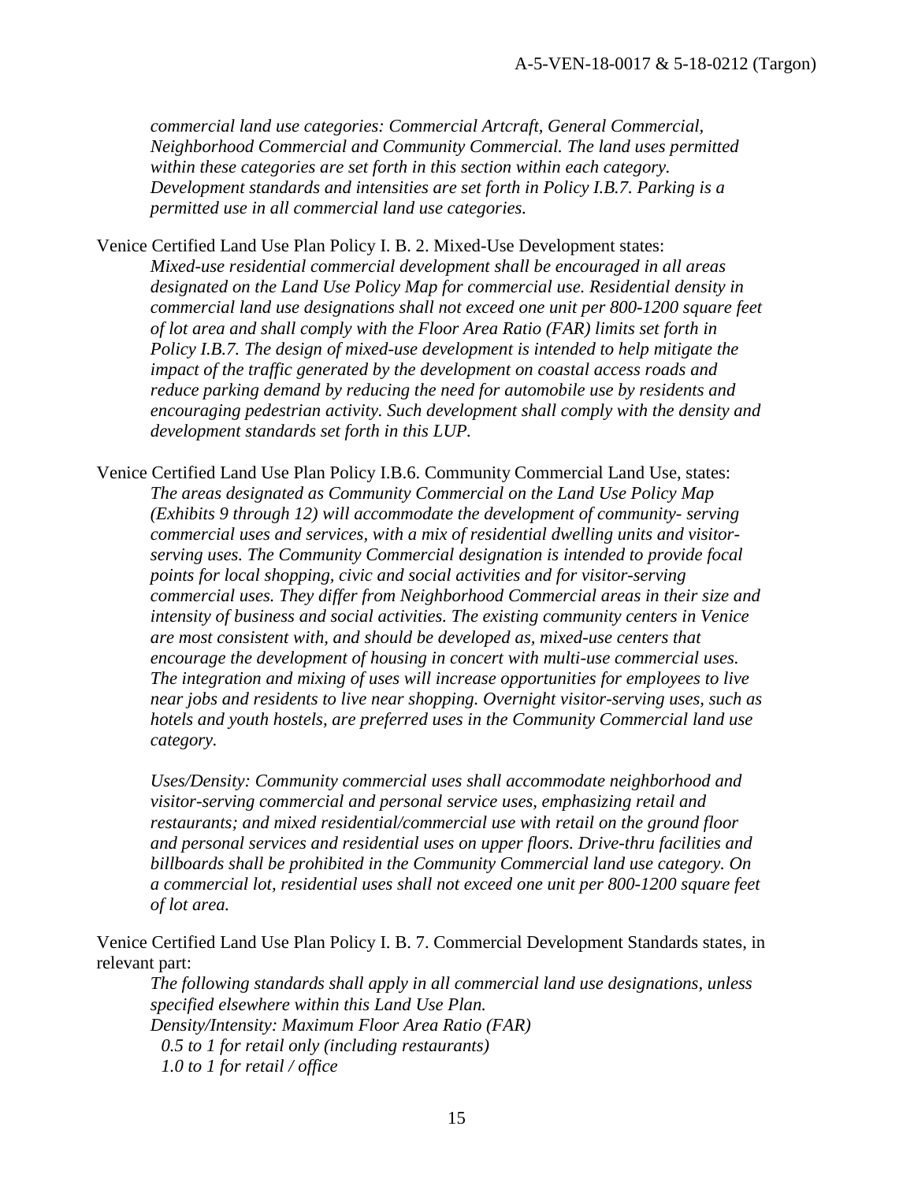*commercial land use categories: Commercial Artcraft, General Commercial, Neighborhood Commercial and Community Commercial. The land uses permitted within these categories are set forth in this section within each category. Development standards and intensities are set forth in Policy I.B.7. Parking is a permitted use in all commercial land use categories.*

Venice Certified Land Use Plan Policy I. B. 2. Mixed-Use Development states:

*Mixed-use residential commercial development shall be encouraged in all areas designated on the Land Use Policy Map for commercial use. Residential density in commercial land use designations shall not exceed one unit per 800-1200 square feet of lot area and shall comply with the Floor Area Ratio (FAR) limits set forth in Policy I.B.7. The design of mixed-use development is intended to help mitigate the impact of the traffic generated by the development on coastal access roads and reduce parking demand by reducing the need for automobile use by residents and encouraging pedestrian activity. Such development shall comply with the density and development standards set forth in this LUP.*

Venice Certified Land Use Plan Policy I.B.6. Community Commercial Land Use, states:

*The areas designated as Community Commercial on the Land Use Policy Map (Exhibits 9 through 12) will accommodate the development of community- serving commercial uses and services, with a mix of residential dwelling units and visitor-serving uses. The Community Commercial designation is intended to provide focal points for local shopping, civic and social activities and for visitor-serving commercial uses. They differ from Neighborhood Commercial areas in their size and intensity of business and social activities. The existing community centers in Venice are most consistent with, and should be developed as, mixed-use centers that encourage the development of housing in concert with multi-use commercial uses. The integration and mixing of uses will increase opportunities for employees to live near jobs and residents to live near shopping. Overnight visitor-serving uses, such as hotels and youth hostels, are preferred uses in the Community Commercial land use category.*

*Uses/Density: Community commercial uses shall accommodate neighborhood and visitor-serving commercial and personal service uses, emphasizing retail and restaurants; and mixed residential/commercial use with retail on the ground floor and personal services and residential uses on upper floors. Drive-thru facilities and billboards shall be prohibited in the Community Commercial land use category. On a commercial lot, residential uses shall not exceed one unit per 800-1200 square feet of lot area.*

Venice Certified Land Use Plan Policy I. B. 7. Commercial Development Standards states, in relevant part:

*The following standards shall apply in all commercial land use designations, unless specified elsewhere within this Land Use Plan.*
*Density/Intensity: Maximum Floor Area Ratio (FAR)*
*0.5 to 1 for retail only (including restaurants)*
*1.0 to 1 for retail / office*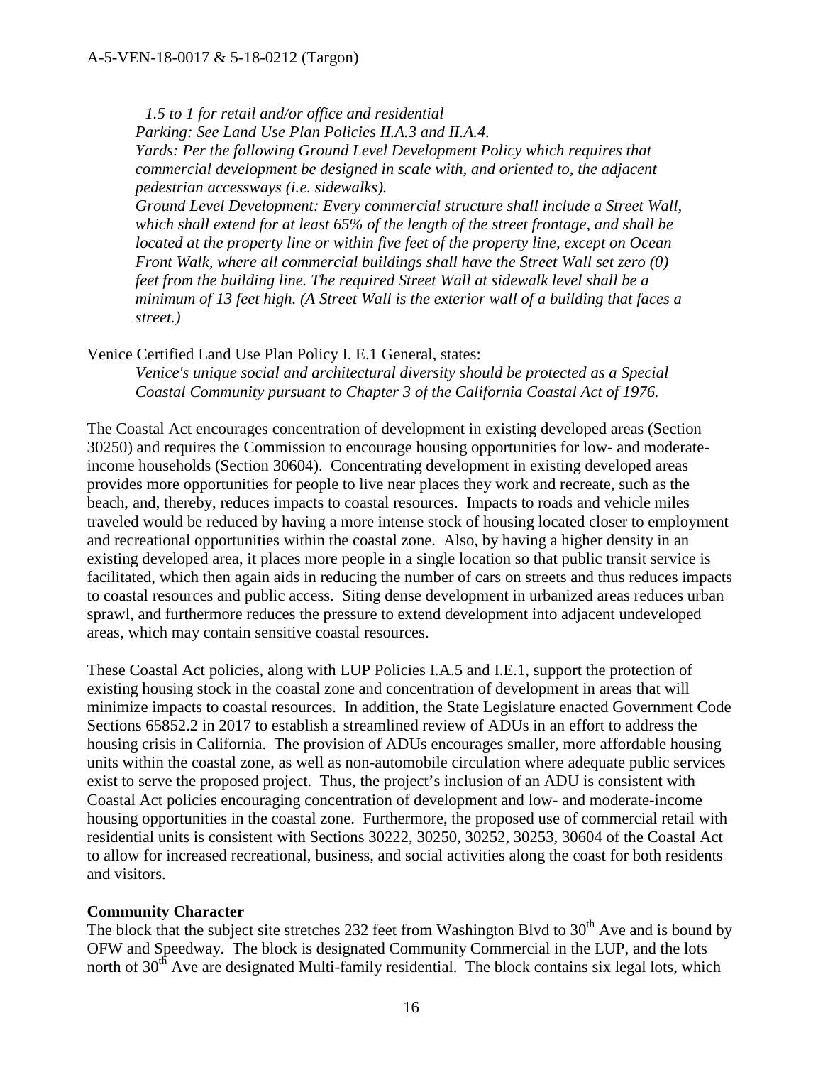*1.5 to 1 for retail and/or office and residential*
*Parking: See Land Use Plan Policies II.A.3 and II.A.4.*
*Yards: Per the following Ground Level Development Policy which requires that commercial development be designed in scale with, and oriented to, the adjacent pedestrian accessways (i.e. sidewalks).*
*Ground Level Development: Every commercial structure shall include a Street Wall, which shall extend for at least 65% of the length of the street frontage, and shall be located at the property line or within five feet of the property line, except on Ocean Front Walk, where all commercial buildings shall have the Street Wall set zero (0) feet from the building line. The required Street Wall at sidewalk level shall be a minimum of 13 feet high. (A Street Wall is the exterior wall of a building that faces a street.)*

Venice Certified Land Use Plan Policy I. E.1 General, states:

> *Venice's unique social and architectural diversity should be protected as a Special Coastal Community pursuant to Chapter 3 of the California Coastal Act of 1976.*

The Coastal Act encourages concentration of development in existing developed areas (Section 30250) and requires the Commission to encourage housing opportunities for low- and moderate-income households (Section 30604). Concentrating development in existing developed areas provides more opportunities for people to live near places they work and recreate, such as the beach, and, thereby, reduces impacts to coastal resources. Impacts to roads and vehicle miles traveled would be reduced by having a more intense stock of housing located closer to employment and recreational opportunities within the coastal zone. Also, by having a higher density in an existing developed area, it places more people in a single location so that public transit service is facilitated, which then again aids in reducing the number of cars on streets and thus reduces impacts to coastal resources and public access. Siting dense development in urbanized areas reduces urban sprawl, and furthermore reduces the pressure to extend development into adjacent undeveloped areas, which may contain sensitive coastal resources.

These Coastal Act policies, along with LUP Policies I.A.5 and I.E.1, support the protection of existing housing stock in the coastal zone and concentration of development in areas that will minimize impacts to coastal resources. In addition, the State Legislature enacted Government Code Sections 65852.2 in 2017 to establish a streamlined review of ADUs in an effort to address the housing crisis in California. The provision of ADUs encourages smaller, more affordable housing units within the coastal zone, as well as non-automobile circulation where adequate public services exist to serve the proposed project. Thus, the project's inclusion of an ADU is consistent with Coastal Act policies encouraging concentration of development and low- and moderate-income housing opportunities in the coastal zone. Furthermore, the proposed use of commercial retail with residential units is consistent with Sections 30222, 30250, 30252, 30253, 30604 of the Coastal Act to allow for increased recreational, business, and social activities along the coast for both residents and visitors.

**Community Character**

The block that the subject site stretches 232 feet from Washington Blvd to 30th Ave and is bound by OFW and Speedway. The block is designated Community Commercial in the LUP, and the lots north of 30th Ave are designated Multi-family residential. The block contains six legal lots, which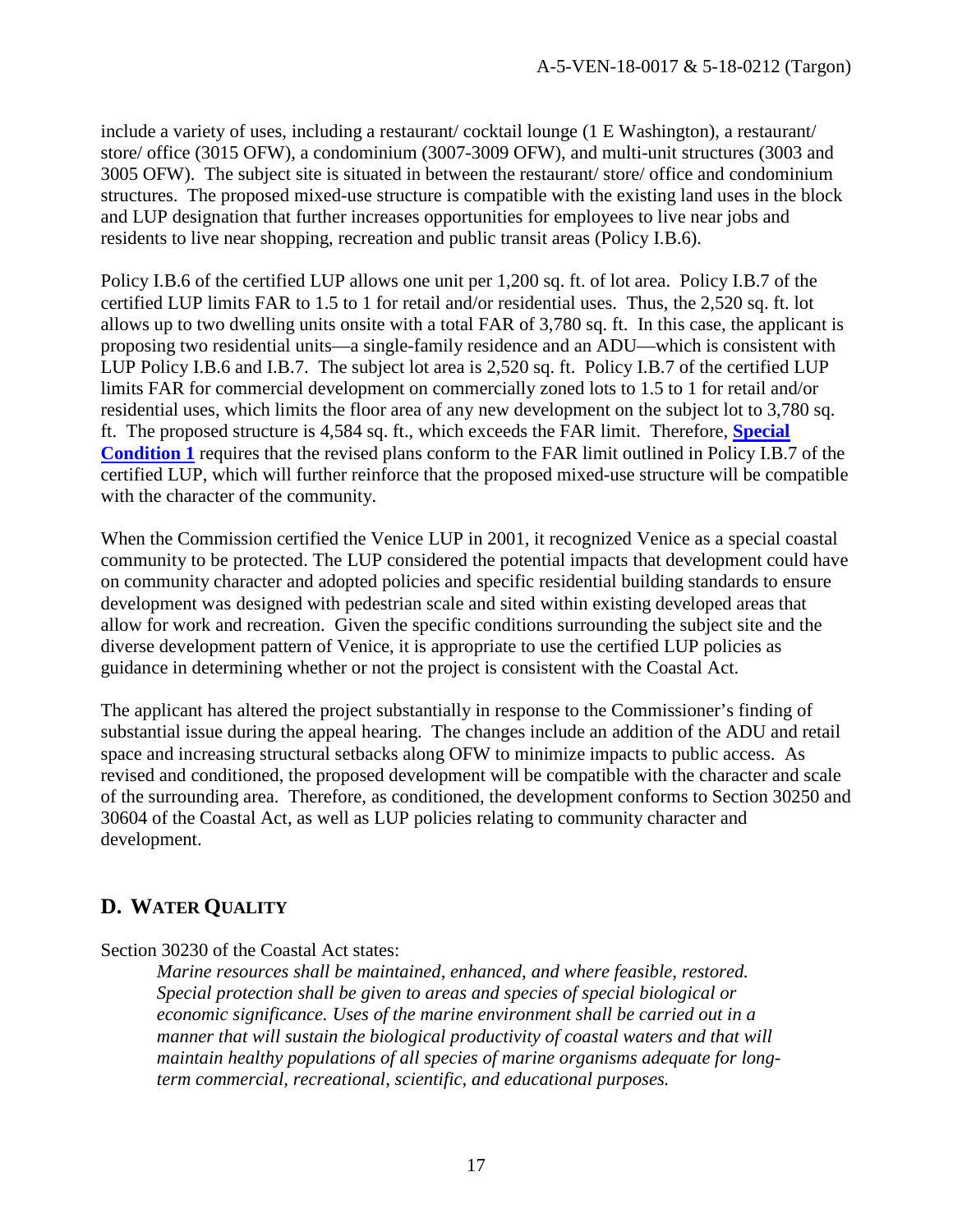include a variety of uses, including a restaurant/ cocktail lounge (1 E Washington), a restaurant/ store/ office (3015 OFW), a condominium (3007-3009 OFW), and multi-unit structures (3003 and 3005 OFW). The subject site is situated in between the restaurant/ store/ office and condominium structures. The proposed mixed-use structure is compatible with the existing land uses in the block and LUP designation that further increases opportunities for employees to live near jobs and residents to live near shopping, recreation and public transit areas (Policy I.B.6).

Policy I.B.6 of the certified LUP allows one unit per 1,200 sq. ft. of lot area. Policy I.B.7 of the certified LUP limits FAR to 1.5 to 1 for retail and/or residential uses. Thus, the 2,520 sq. ft. lot allows up to two dwelling units onsite with a total FAR of 3,780 sq. ft. In this case, the applicant is proposing two residential units—a single-family residence and an ADU—which is consistent with LUP Policy I.B.6 and I.B.7. The subject lot area is 2,520 sq. ft. Policy I.B.7 of the certified LUP limits FAR for commercial development on commercially zoned lots to 1.5 to 1 for retail and/or residential uses, which limits the floor area of any new development on the subject lot to 3,780 sq. ft. The proposed structure is 4,584 sq. ft., which exceeds the FAR limit. Therefore, **Special Condition 1** requires that the revised plans conform to the FAR limit outlined in Policy I.B.7 of the certified LUP, which will further reinforce that the proposed mixed-use structure will be compatible with the character of the community.

When the Commission certified the Venice LUP in 2001, it recognized Venice as a special coastal community to be protected. The LUP considered the potential impacts that development could have on community character and adopted policies and specific residential building standards to ensure development was designed with pedestrian scale and sited within existing developed areas that allow for work and recreation. Given the specific conditions surrounding the subject site and the diverse development pattern of Venice, it is appropriate to use the certified LUP policies as guidance in determining whether or not the project is consistent with the Coastal Act.

The applicant has altered the project substantially in response to the Commissioner's finding of substantial issue during the appeal hearing. The changes include an addition of the ADU and retail space and increasing structural setbacks along OFW to minimize impacts to public access. As revised and conditioned, the proposed development will be compatible with the character and scale of the surrounding area. Therefore, as conditioned, the development conforms to Section 30250 and 30604 of the Coastal Act, as well as LUP policies relating to community character and development.

## D. WATER QUALITY

Section 30230 of the Coastal Act states:

> *Marine resources shall be maintained, enhanced, and where feasible, restored. Special protection shall be given to areas and species of special biological or economic significance. Uses of the marine environment shall be carried out in a manner that will sustain the biological productivity of coastal waters and that will maintain healthy populations of all species of marine organisms adequate for long-term commercial, recreational, scientific, and educational purposes.*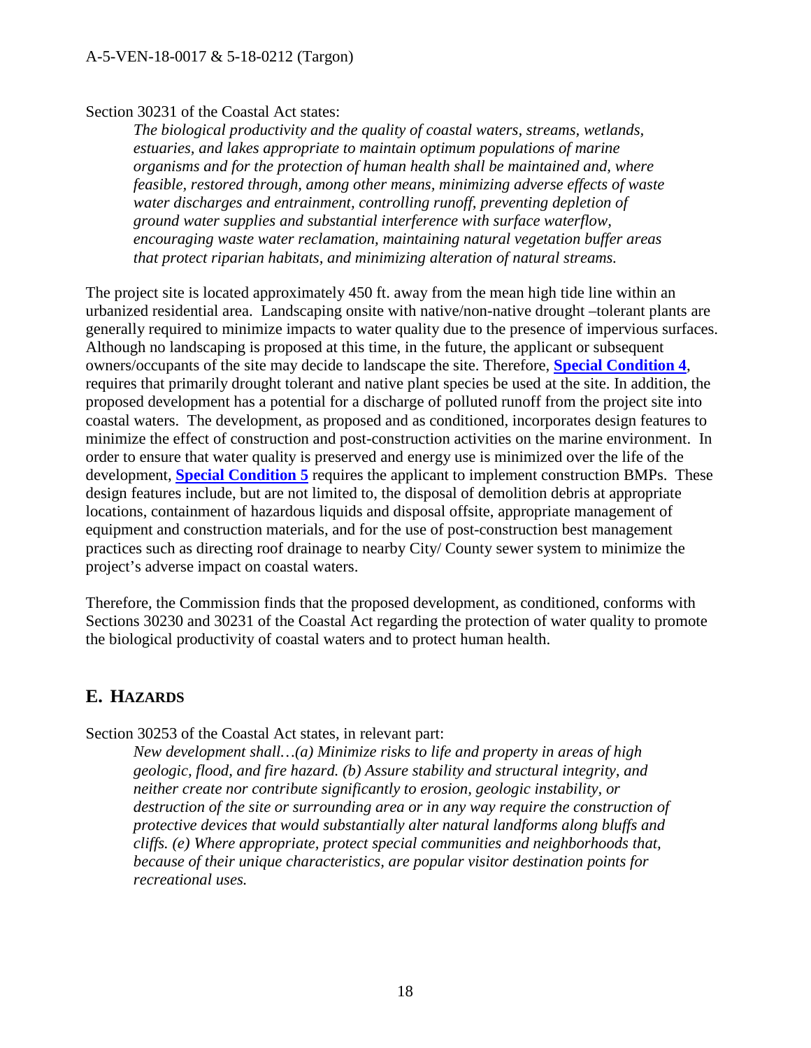Section 30231 of the Coastal Act states:

> *The biological productivity and the quality of coastal waters, streams, wetlands, estuaries, and lakes appropriate to maintain optimum populations of marine organisms and for the protection of human health shall be maintained and, where feasible, restored through, among other means, minimizing adverse effects of waste water discharges and entrainment, controlling runoff, preventing depletion of ground water supplies and substantial interference with surface waterflow, encouraging waste water reclamation, maintaining natural vegetation buffer areas that protect riparian habitats, and minimizing alteration of natural streams.*

The project site is located approximately 450 ft. away from the mean high tide line within an urbanized residential area. Landscaping onsite with native/non-native drought –tolerant plants are generally required to minimize impacts to water quality due to the presence of impervious surfaces. Although no landscaping is proposed at this time, in the future, the applicant or subsequent owners/occupants of the site may decide to landscape the site. Therefore, **Special Condition 4**, requires that primarily drought tolerant and native plant species be used at the site. In addition, the proposed development has a potential for a discharge of polluted runoff from the project site into coastal waters. The development, as proposed and as conditioned, incorporates design features to minimize the effect of construction and post-construction activities on the marine environment. In order to ensure that water quality is preserved and energy use is minimized over the life of the development, **Special Condition 5** requires the applicant to implement construction BMPs. These design features include, but are not limited to, the disposal of demolition debris at appropriate locations, containment of hazardous liquids and disposal offsite, appropriate management of equipment and construction materials, and for the use of post-construction best management practices such as directing roof drainage to nearby City/ County sewer system to minimize the project's adverse impact on coastal waters.

Therefore, the Commission finds that the proposed development, as conditioned, conforms with Sections 30230 and 30231 of the Coastal Act regarding the protection of water quality to promote the biological productivity of coastal waters and to protect human health.

## E. HAZARDS

Section 30253 of the Coastal Act states, in relevant part:

> *New development shall…(a) Minimize risks to life and property in areas of high geologic, flood, and fire hazard. (b) Assure stability and structural integrity, and neither create nor contribute significantly to erosion, geologic instability, or destruction of the site or surrounding area or in any way require the construction of protective devices that would substantially alter natural landforms along bluffs and cliffs. (e) Where appropriate, protect special communities and neighborhoods that, because of their unique characteristics, are popular visitor destination points for recreational uses.*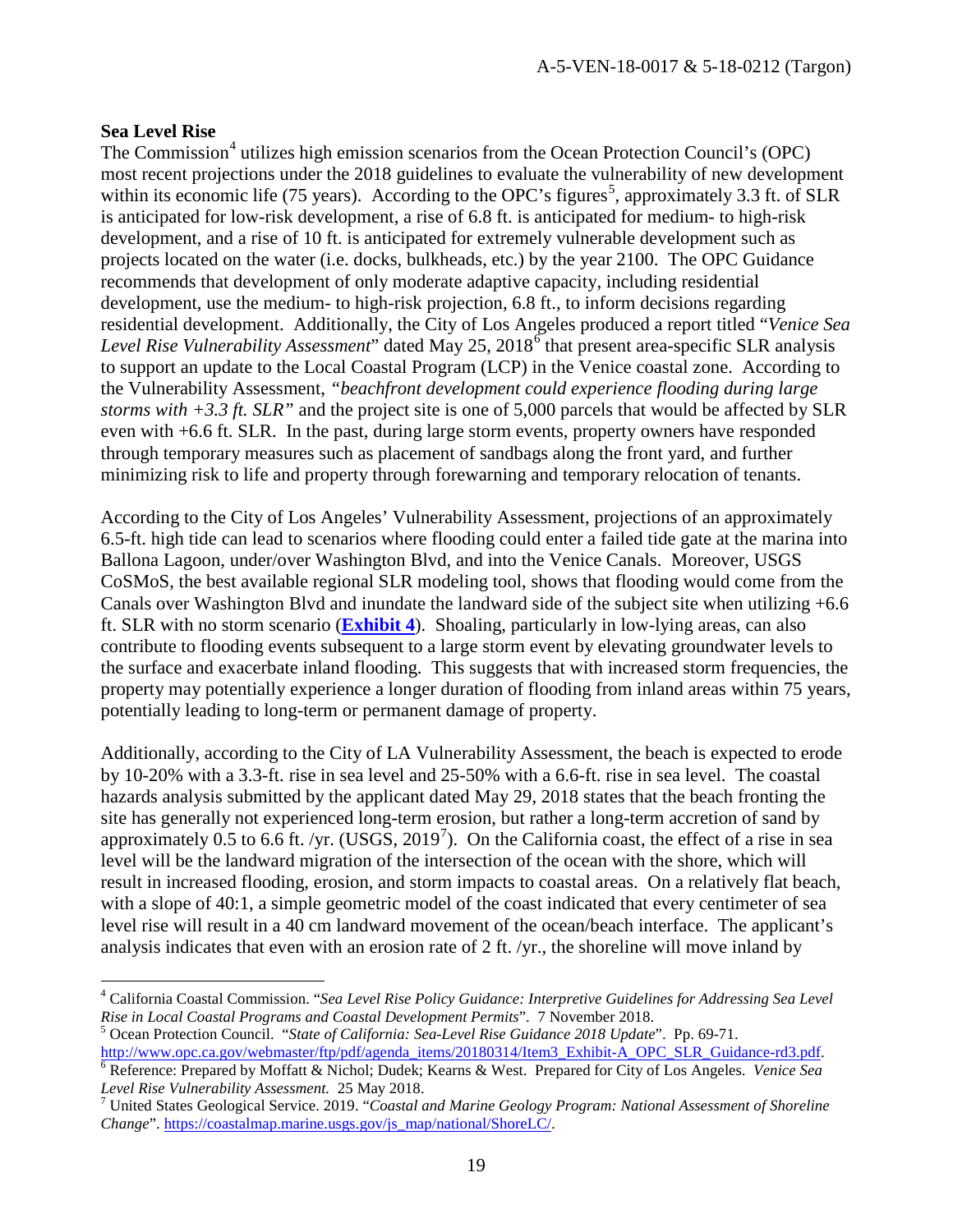**Sea Level Rise**

The Commission[4] utilizes high emission scenarios from the Ocean Protection Council's (OPC) most recent projections under the 2018 guidelines to evaluate the vulnerability of new development within its economic life (75 years). According to the OPC's figures[5], approximately 3.3 ft. of SLR is anticipated for low-risk development, a rise of 6.8 ft. is anticipated for medium- to high-risk development, and a rise of 10 ft. is anticipated for extremely vulnerable development such as projects located on the water (i.e. docks, bulkheads, etc.) by the year 2100. The OPC Guidance recommends that development of only moderate adaptive capacity, including residential development, use the medium- to high-risk projection, 6.8 ft., to inform decisions regarding residential development. Additionally, the City of Los Angeles produced a report titled "*Venice Sea Level Rise Vulnerability Assessment*" dated May 25, 2018[6] that present area-specific SLR analysis to support an update to the Local Coastal Program (LCP) in the Venice coastal zone. According to the Vulnerability Assessment, *"beachfront development could experience flooding during large storms with +3.3 ft. SLR"* and the project site is one of 5,000 parcels that would be affected by SLR even with +6.6 ft. SLR. In the past, during large storm events, property owners have responded through temporary measures such as placement of sandbags along the front yard, and further minimizing risk to life and property through forewarning and temporary relocation of tenants.

According to the City of Los Angeles' Vulnerability Assessment, projections of an approximately 6.5-ft. high tide can lead to scenarios where flooding could enter a failed tide gate at the marina into Ballona Lagoon, under/over Washington Blvd, and into the Venice Canals. Moreover, USGS CoSMoS, the best available regional SLR modeling tool, shows that flooding would come from the Canals over Washington Blvd and inundate the landward side of the subject site when utilizing +6.6 ft. SLR with no storm scenario (**Exhibit 4**). Shoaling, particularly in low-lying areas, can also contribute to flooding events subsequent to a large storm event by elevating groundwater levels to the surface and exacerbate inland flooding. This suggests that with increased storm frequencies, the property may potentially experience a longer duration of flooding from inland areas within 75 years, potentially leading to long-term or permanent damage of property.

Additionally, according to the City of LA Vulnerability Assessment, the beach is expected to erode by 10-20% with a 3.3-ft. rise in sea level and 25-50% with a 6.6-ft. rise in sea level. The coastal hazards analysis submitted by the applicant dated May 29, 2018 states that the beach fronting the site has generally not experienced long-term erosion, but rather a long-term accretion of sand by approximately 0.5 to 6.6 ft. /yr. (USGS, 2019[7]). On the California coast, the effect of a rise in sea level will be the landward migration of the intersection of the ocean with the shore, which will result in increased flooding, erosion, and storm impacts to coastal areas. On a relatively flat beach, with a slope of 40:1, a simple geometric model of the coast indicated that every centimeter of sea level rise will result in a 40 cm landward movement of the ocean/beach interface. The applicant's analysis indicates that even with an erosion rate of 2 ft. /yr., the shoreline will move inland by

---

[4] California Coastal Commission. "*Sea Level Rise Policy Guidance: Interpretive Guidelines for Addressing Sea Level Rise in Local Coastal Programs and Coastal Development Permits*". 7 November 2018.

[5] Ocean Protection Council. "*State of California: Sea-Level Rise Guidance 2018 Update*". Pp. 69-71. http://www.opc.ca.gov/webmaster/ftp/pdf/agenda_items/20180314/Item3_Exhibit-A_OPC_SLR_Guidance-rd3.pdf.

[6] Reference: Prepared by Moffatt & Nichol; Dudek; Kearns & West. Prepared for City of Los Angeles. *Venice Sea Level Rise Vulnerability Assessment.* 25 May 2018.

[7] United States Geological Service. 2019. "*Coastal and Marine Geology Program: National Assessment of Shoreline Change*". https://coastalmap.marine.usgs.gov/js_map/national/ShoreLC/.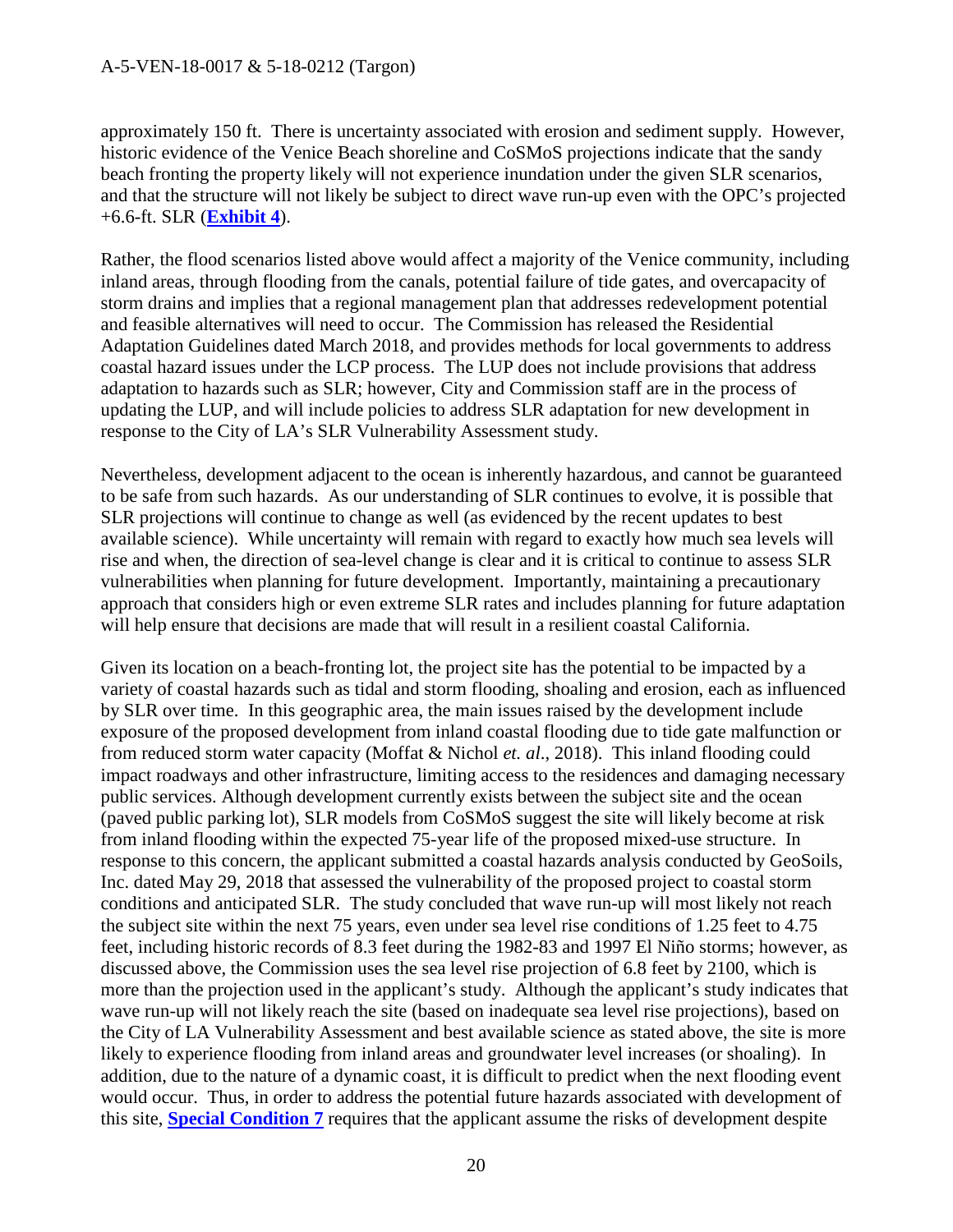approximately 150 ft. There is uncertainty associated with erosion and sediment supply. However, historic evidence of the Venice Beach shoreline and CoSMoS projections indicate that the sandy beach fronting the property likely will not experience inundation under the given SLR scenarios, and that the structure will not likely be subject to direct wave run-up even with the OPC's projected +6.6-ft. SLR (**Exhibit 4**).

Rather, the flood scenarios listed above would affect a majority of the Venice community, including inland areas, through flooding from the canals, potential failure of tide gates, and overcapacity of storm drains and implies that a regional management plan that addresses redevelopment potential and feasible alternatives will need to occur. The Commission has released the Residential Adaptation Guidelines dated March 2018, and provides methods for local governments to address coastal hazard issues under the LCP process. The LUP does not include provisions that address adaptation to hazards such as SLR; however, City and Commission staff are in the process of updating the LUP, and will include policies to address SLR adaptation for new development in response to the City of LA's SLR Vulnerability Assessment study.

Nevertheless, development adjacent to the ocean is inherently hazardous, and cannot be guaranteed to be safe from such hazards. As our understanding of SLR continues to evolve, it is possible that SLR projections will continue to change as well (as evidenced by the recent updates to best available science). While uncertainty will remain with regard to exactly how much sea levels will rise and when, the direction of sea-level change is clear and it is critical to continue to assess SLR vulnerabilities when planning for future development. Importantly, maintaining a precautionary approach that considers high or even extreme SLR rates and includes planning for future adaptation will help ensure that decisions are made that will result in a resilient coastal California.

Given its location on a beach-fronting lot, the project site has the potential to be impacted by a variety of coastal hazards such as tidal and storm flooding, shoaling and erosion, each as influenced by SLR over time. In this geographic area, the main issues raised by the development include exposure of the proposed development from inland coastal flooding due to tide gate malfunction or from reduced storm water capacity (Moffat & Nichol *et. al*., 2018). This inland flooding could impact roadways and other infrastructure, limiting access to the residences and damaging necessary public services. Although development currently exists between the subject site and the ocean (paved public parking lot), SLR models from CoSMoS suggest the site will likely become at risk from inland flooding within the expected 75-year life of the proposed mixed-use structure. In response to this concern, the applicant submitted a coastal hazards analysis conducted by GeoSoils, Inc. dated May 29, 2018 that assessed the vulnerability of the proposed project to coastal storm conditions and anticipated SLR. The study concluded that wave run-up will most likely not reach the subject site within the next 75 years, even under sea level rise conditions of 1.25 feet to 4.75 feet, including historic records of 8.3 feet during the 1982-83 and 1997 El Niño storms; however, as discussed above, the Commission uses the sea level rise projection of 6.8 feet by 2100, which is more than the projection used in the applicant's study. Although the applicant's study indicates that wave run-up will not likely reach the site (based on inadequate sea level rise projections), based on the City of LA Vulnerability Assessment and best available science as stated above, the site is more likely to experience flooding from inland areas and groundwater level increases (or shoaling). In addition, due to the nature of a dynamic coast, it is difficult to predict when the next flooding event would occur. Thus, in order to address the potential future hazards associated with development of this site, **Special Condition 7** requires that the applicant assume the risks of development despite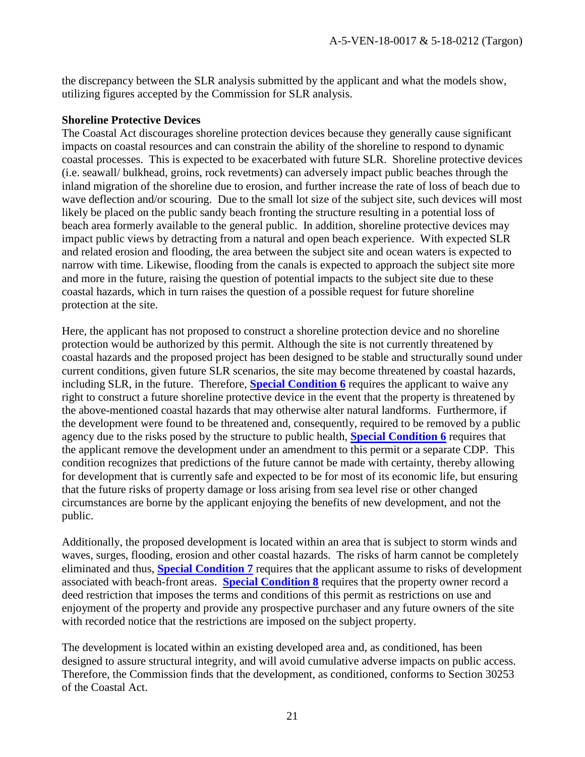the discrepancy between the SLR analysis submitted by the applicant and what the models show, utilizing figures accepted by the Commission for SLR analysis.

**Shoreline Protective Devices**

The Coastal Act discourages shoreline protection devices because they generally cause significant impacts on coastal resources and can constrain the ability of the shoreline to respond to dynamic coastal processes. This is expected to be exacerbated with future SLR. Shoreline protective devices (i.e. seawall/ bulkhead, groins, rock revetments) can adversely impact public beaches through the inland migration of the shoreline due to erosion, and further increase the rate of loss of beach due to wave deflection and/or scouring. Due to the small lot size of the subject site, such devices will most likely be placed on the public sandy beach fronting the structure resulting in a potential loss of beach area formerly available to the general public. In addition, shoreline protective devices may impact public views by detracting from a natural and open beach experience. With expected SLR and related erosion and flooding, the area between the subject site and ocean waters is expected to narrow with time. Likewise, flooding from the canals is expected to approach the subject site more and more in the future, raising the question of potential impacts to the subject site due to these coastal hazards, which in turn raises the question of a possible request for future shoreline protection at the site.

Here, the applicant has not proposed to construct a shoreline protection device and no shoreline protection would be authorized by this permit. Although the site is not currently threatened by coastal hazards and the proposed project has been designed to be stable and structurally sound under current conditions, given future SLR scenarios, the site may become threatened by coastal hazards, including SLR, in the future. Therefore, **Special Condition 6** requires the applicant to waive any right to construct a future shoreline protective device in the event that the property is threatened by the above-mentioned coastal hazards that may otherwise alter natural landforms. Furthermore, if the development were found to be threatened and, consequently, required to be removed by a public agency due to the risks posed by the structure to public health, **Special Condition 6** requires that the applicant remove the development under an amendment to this permit or a separate CDP. This condition recognizes that predictions of the future cannot be made with certainty, thereby allowing for development that is currently safe and expected to be for most of its economic life, but ensuring that the future risks of property damage or loss arising from sea level rise or other changed circumstances are borne by the applicant enjoying the benefits of new development, and not the public.

Additionally, the proposed development is located within an area that is subject to storm winds and waves, surges, flooding, erosion and other coastal hazards. The risks of harm cannot be completely eliminated and thus, **Special Condition 7** requires that the applicant assume to risks of development associated with beach-front areas. **Special Condition 8** requires that the property owner record a deed restriction that imposes the terms and conditions of this permit as restrictions on use and enjoyment of the property and provide any prospective purchaser and any future owners of the site with recorded notice that the restrictions are imposed on the subject property.

The development is located within an existing developed area and, as conditioned, has been designed to assure structural integrity, and will avoid cumulative adverse impacts on public access. Therefore, the Commission finds that the development, as conditioned, conforms to Section 30253 of the Coastal Act.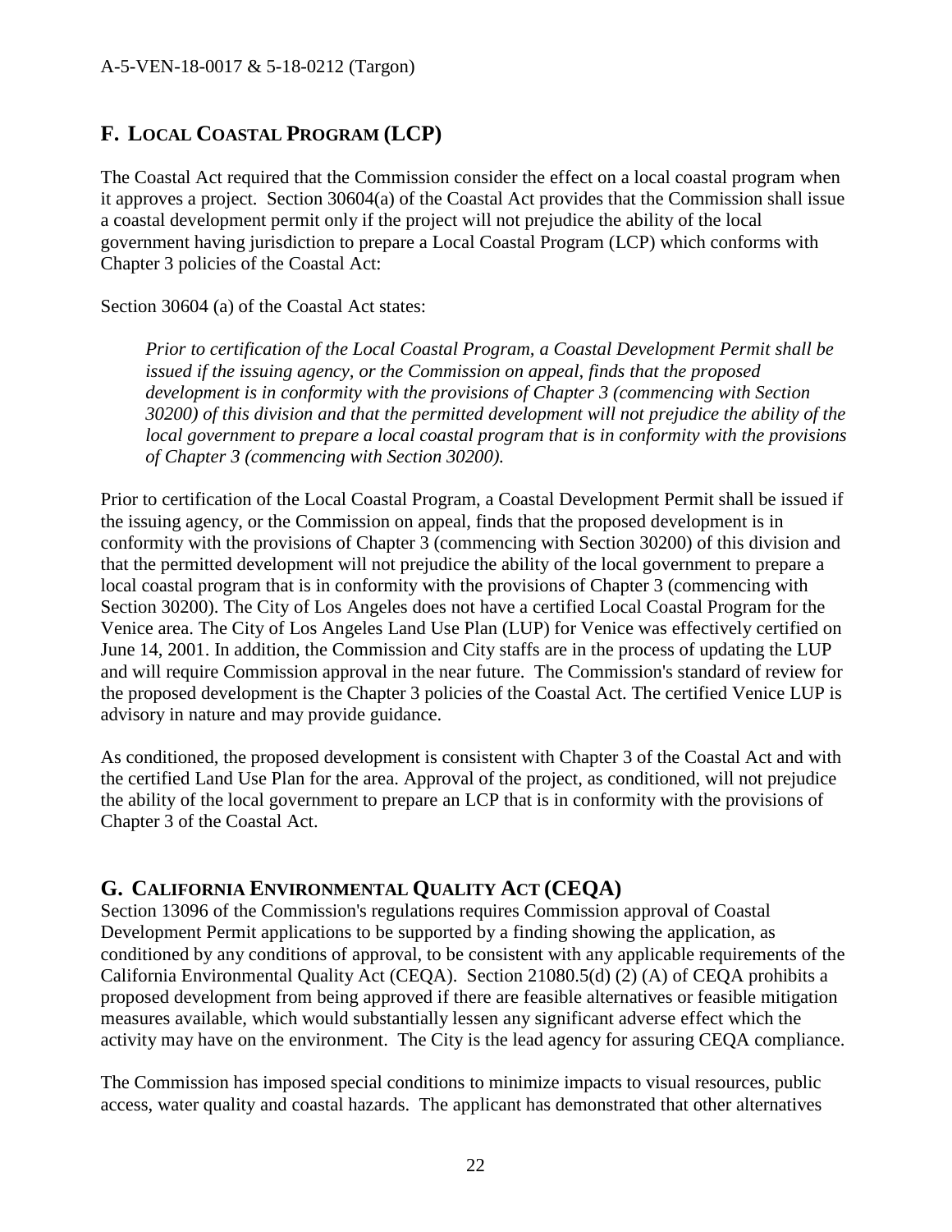## F. LOCAL COASTAL PROGRAM (LCP)

The Coastal Act required that the Commission consider the effect on a local coastal program when it approves a project. Section 30604(a) of the Coastal Act provides that the Commission shall issue a coastal development permit only if the project will not prejudice the ability of the local government having jurisdiction to prepare a Local Coastal Program (LCP) which conforms with Chapter 3 policies of the Coastal Act:

Section 30604 (a) of the Coastal Act states:

> *Prior to certification of the Local Coastal Program, a Coastal Development Permit shall be issued if the issuing agency, or the Commission on appeal, finds that the proposed development is in conformity with the provisions of Chapter 3 (commencing with Section 30200) of this division and that the permitted development will not prejudice the ability of the local government to prepare a local coastal program that is in conformity with the provisions of Chapter 3 (commencing with Section 30200).*

Prior to certification of the Local Coastal Program, a Coastal Development Permit shall be issued if the issuing agency, or the Commission on appeal, finds that the proposed development is in conformity with the provisions of Chapter 3 (commencing with Section 30200) of this division and that the permitted development will not prejudice the ability of the local government to prepare a local coastal program that is in conformity with the provisions of Chapter 3 (commencing with Section 30200). The City of Los Angeles does not have a certified Local Coastal Program for the Venice area. The City of Los Angeles Land Use Plan (LUP) for Venice was effectively certified on June 14, 2001. In addition, the Commission and City staffs are in the process of updating the LUP and will require Commission approval in the near future. The Commission's standard of review for the proposed development is the Chapter 3 policies of the Coastal Act. The certified Venice LUP is advisory in nature and may provide guidance.

As conditioned, the proposed development is consistent with Chapter 3 of the Coastal Act and with the certified Land Use Plan for the area. Approval of the project, as conditioned, will not prejudice the ability of the local government to prepare an LCP that is in conformity with the provisions of Chapter 3 of the Coastal Act.

## G. CALIFORNIA ENVIRONMENTAL QUALITY ACT (CEQA)

Section 13096 of the Commission's regulations requires Commission approval of Coastal Development Permit applications to be supported by a finding showing the application, as conditioned by any conditions of approval, to be consistent with any applicable requirements of the California Environmental Quality Act (CEQA). Section 21080.5(d) (2) (A) of CEQA prohibits a proposed development from being approved if there are feasible alternatives or feasible mitigation measures available, which would substantially lessen any significant adverse effect which the activity may have on the environment. The City is the lead agency for assuring CEQA compliance.

The Commission has imposed special conditions to minimize impacts to visual resources, public access, water quality and coastal hazards. The applicant has demonstrated that other alternatives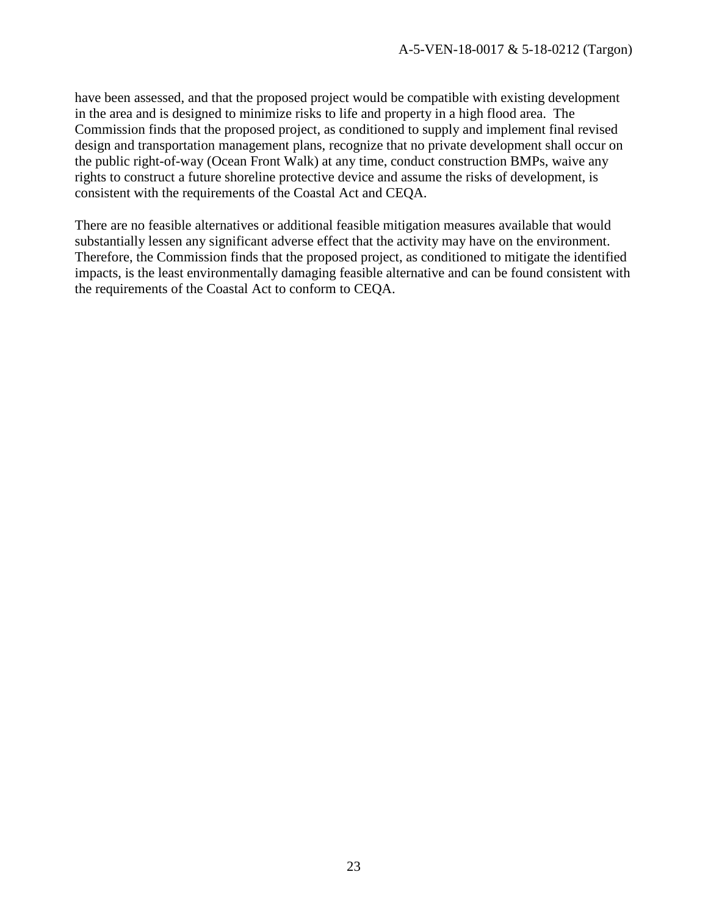have been assessed, and that the proposed project would be compatible with existing development in the area and is designed to minimize risks to life and property in a high flood area. The Commission finds that the proposed project, as conditioned to supply and implement final revised design and transportation management plans, recognize that no private development shall occur on the public right-of-way (Ocean Front Walk) at any time, conduct construction BMPs, waive any rights to construct a future shoreline protective device and assume the risks of development, is consistent with the requirements of the Coastal Act and CEQA.

There are no feasible alternatives or additional feasible mitigation measures available that would substantially lessen any significant adverse effect that the activity may have on the environment. Therefore, the Commission finds that the proposed project, as conditioned to mitigate the identified impacts, is the least environmentally damaging feasible alternative and can be found consistent with the requirements of the Coastal Act to conform to CEQA.